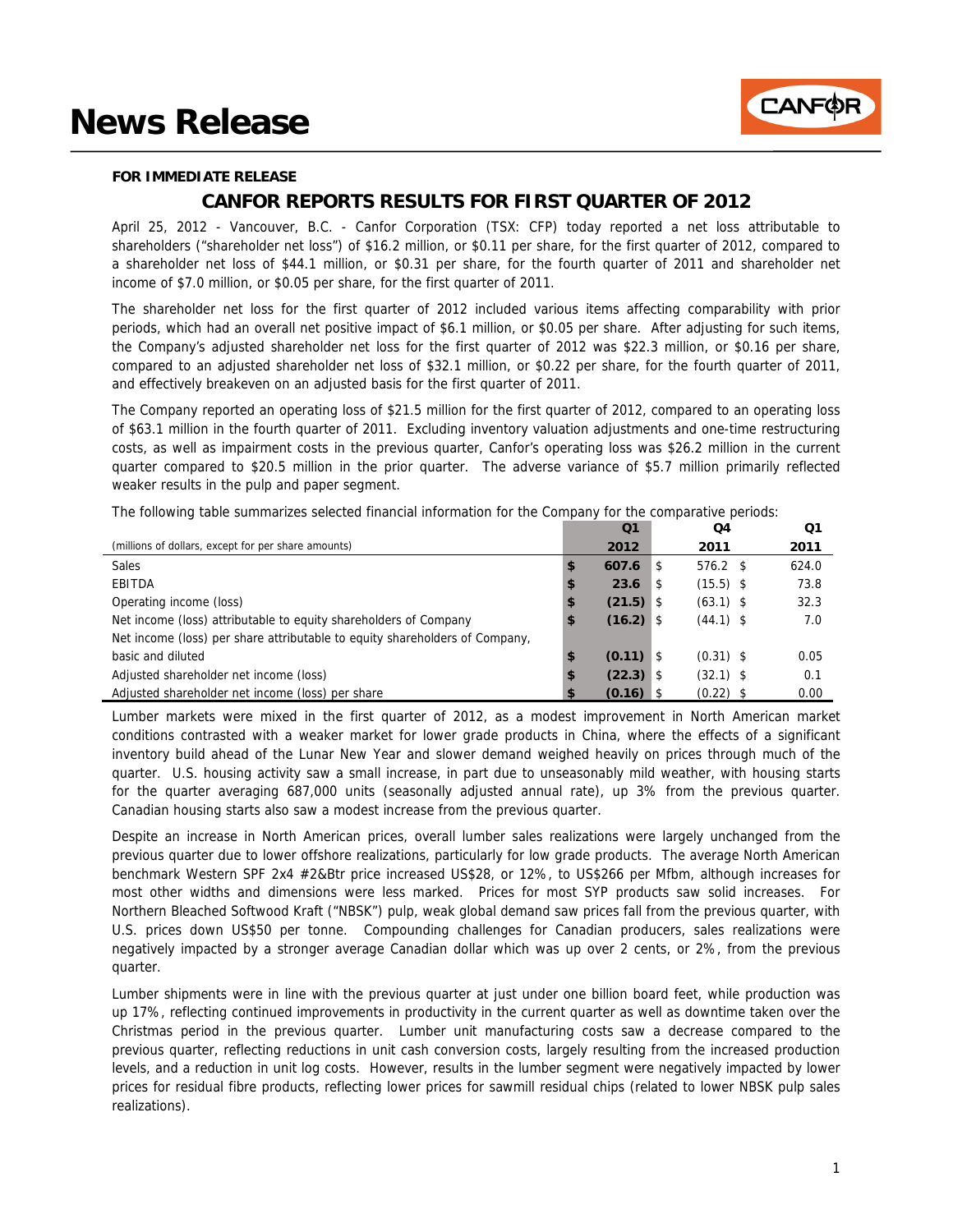# News Release

**FOR IMMEDIATE RELEASE**

## CANFOR REPORTS RESULTS FOR FIRST QUARTER OF 2012

April 25, 2012 - Vancouver, B.C. - Canfor Corporation (TSX: CFP) today reported a net loss attributable to shareholders ("shareholder net loss") of $16.2 million, or $0.11 per share, for the first quarter of 2012, compared to a shareholder net loss of $44.1 million, or $0.31 per share, for the fourth quarter of 2011 and shareholder net income of $7.0 million, or $0.05 per share, for the first quarter of 2011.

The shareholder net loss for the first quarter of 2012 included various items affecting comparability with prior periods, which had an overall net positive impact of $6.1 million, or $0.05 per share. After adjusting for such items, the Company's adjusted shareholder net loss for the first quarter of 2012 was $22.3 million, or $0.16 per share, compared to an adjusted shareholder net loss of $32.1 million, or $0.22 per share, for the fourth quarter of 2011, and effectively breakeven on an adjusted basis for the first quarter of 2011.

The Company reported an operating loss of $21.5 million for the first quarter of 2012, compared to an operating loss of $63.1 million in the fourth quarter of 2011. Excluding inventory valuation adjustments and one-time restructuring costs, as well as impairment costs in the previous quarter, Canfor's operating loss was $26.2 million in the current quarter compared to $20.5 million in the prior quarter. The adverse variance of $5.7 million primarily reflected weaker results in the pulp and paper segment.

The following table summarizes selected financial information for the Company for the comparative periods:

| (millions of dollars, except for per share amounts) | Q1 2012 | Q4 2011 | Q1 2011 |
|---|---|---|---|
| Sales | **$ 607.6** | $ 576.2 | $ 624.0 |
| EBITDA | **$ 23.6** | $ (15.5) | $ 73.8 |
| Operating income (loss) | **$ (21.5)** | $ (63.1) | $ 32.3 |
| Net income (loss) attributable to equity shareholders of Company | **$ (16.2)** | $ (44.1) | $ 7.0 |
| Net income (loss) per share attributable to equity shareholders of Company, basic and diluted | **$ (0.11)** | $ (0.31) | $ 0.05 |
| Adjusted shareholder net income (loss) | **$ (22.3)** | $ (32.1) | $ 0.1 |
| Adjusted shareholder net income (loss) per share | **$ (0.16)** | $ (0.22) | $ 0.00 |

Lumber markets were mixed in the first quarter of 2012, as a modest improvement in North American market conditions contrasted with a weaker market for lower grade products in China, where the effects of a significant inventory build ahead of the Lunar New Year and slower demand weighed heavily on prices through much of the quarter. U.S. housing activity saw a small increase, in part due to unseasonably mild weather, with housing starts for the quarter averaging 687,000 units (seasonally adjusted annual rate), up 3% from the previous quarter. Canadian housing starts also saw a modest increase from the previous quarter.

Despite an increase in North American prices, overall lumber sales realizations were largely unchanged from the previous quarter due to lower offshore realizations, particularly for low grade products. The average North American benchmark Western SPF 2x4 #2&Btr price increased US$28, or 12%, to US$266 per Mfbm, although increases for most other widths and dimensions were less marked. Prices for most SYP products saw solid increases. For Northern Bleached Softwood Kraft ("NBSK") pulp, weak global demand saw prices fall from the previous quarter, with U.S. prices down US$50 per tonne. Compounding challenges for Canadian producers, sales realizations were negatively impacted by a stronger average Canadian dollar which was up over 2 cents, or 2%, from the previous quarter.

Lumber shipments were in line with the previous quarter at just under one billion board feet, while production was up 17%, reflecting continued improvements in productivity in the current quarter as well as downtime taken over the Christmas period in the previous quarter. Lumber unit manufacturing costs saw a decrease compared to the previous quarter, reflecting reductions in unit cash conversion costs, largely resulting from the increased production levels, and a reduction in unit log costs. However, results in the lumber segment were negatively impacted by lower prices for residual fibre products, reflecting lower prices for sawmill residual chips (related to lower NBSK pulp sales realizations).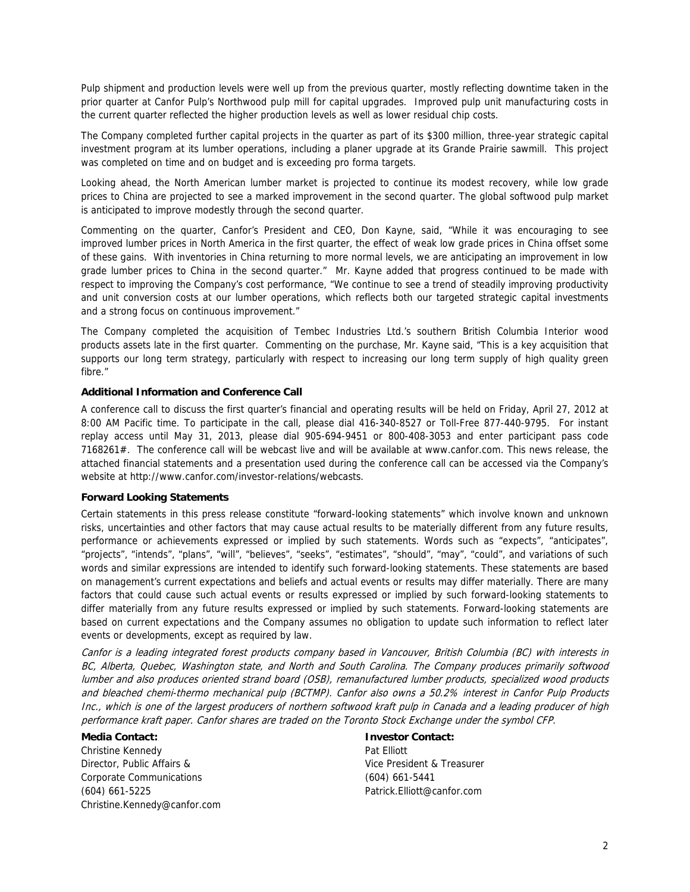Pulp shipment and production levels were well up from the previous quarter, mostly reflecting downtime taken in the prior quarter at Canfor Pulp's Northwood pulp mill for capital upgrades. Improved pulp unit manufacturing costs in the current quarter reflected the higher production levels as well as lower residual chip costs.

The Company completed further capital projects in the quarter as part of its $300 million, three-year strategic capital investment program at its lumber operations, including a planer upgrade at its Grande Prairie sawmill. This project was completed on time and on budget and is exceeding pro forma targets.

Looking ahead, the North American lumber market is projected to continue its modest recovery, while low grade prices to China are projected to see a marked improvement in the second quarter. The global softwood pulp market is anticipated to improve modestly through the second quarter.

Commenting on the quarter, Canfor's President and CEO, Don Kayne, said, "While it was encouraging to see improved lumber prices in North America in the first quarter, the effect of weak low grade prices in China offset some of these gains. With inventories in China returning to more normal levels, we are anticipating an improvement in low grade lumber prices to China in the second quarter." Mr. Kayne added that progress continued to be made with respect to improving the Company's cost performance, "We continue to see a trend of steadily improving productivity and unit conversion costs at our lumber operations, which reflects both our targeted strategic capital investments and a strong focus on continuous improvement."

The Company completed the acquisition of Tembec Industries Ltd.'s southern British Columbia Interior wood products assets late in the first quarter. Commenting on the purchase, Mr. Kayne said, "This is a key acquisition that supports our long term strategy, particularly with respect to increasing our long term supply of high quality green fibre."

**Additional Information and Conference Call**

A conference call to discuss the first quarter's financial and operating results will be held on Friday, April 27, 2012 at 8:00 AM Pacific time. To participate in the call, please dial 416-340-8527 or Toll-Free 877-440-9795. For instant replay access until May 31, 2013, please dial 905-694-9451 or 800-408-3053 and enter participant pass code 7168261#. The conference call will be webcast live and will be available at www.canfor.com. This news release, the attached financial statements and a presentation used during the conference call can be accessed via the Company's website at http://www.canfor.com/investor-relations/webcasts.

**Forward Looking Statements**

Certain statements in this press release constitute "forward-looking statements" which involve known and unknown risks, uncertainties and other factors that may cause actual results to be materially different from any future results, performance or achievements expressed or implied by such statements. Words such as "expects", "anticipates", "projects", "intends", "plans", "will", "believes", "seeks", "estimates", "should", "may", "could", and variations of such words and similar expressions are intended to identify such forward-looking statements. These statements are based on management's current expectations and beliefs and actual events or results may differ materially. There are many factors that could cause such actual events or results expressed or implied by such forward-looking statements to differ materially from any future results expressed or implied by such statements. Forward-looking statements are based on current expectations and the Company assumes no obligation to update such information to reflect later events or developments, except as required by law.

*Canfor is a leading integrated forest products company based in Vancouver, British Columbia (BC) with interests in BC, Alberta, Quebec, Washington state, and North and South Carolina. The Company produces primarily softwood lumber and also produces oriented strand board (OSB), remanufactured lumber products, specialized wood products and bleached chemi-thermo mechanical pulp (BCTMP). Canfor also owns a 50.2% interest in Canfor Pulp Products Inc., which is one of the largest producers of northern softwood kraft pulp in Canada and a leading producer of high performance kraft paper. Canfor shares are traded on the Toronto Stock Exchange under the symbol CFP.*

**Media Contact:**
Christine Kennedy
Director, Public Affairs &
Corporate Communications
(604) 661-5225
Christine.Kennedy@canfor.com

**Investor Contact:**
Pat Elliott
Vice President & Treasurer
(604) 661-5441
Patrick.Elliott@canfor.com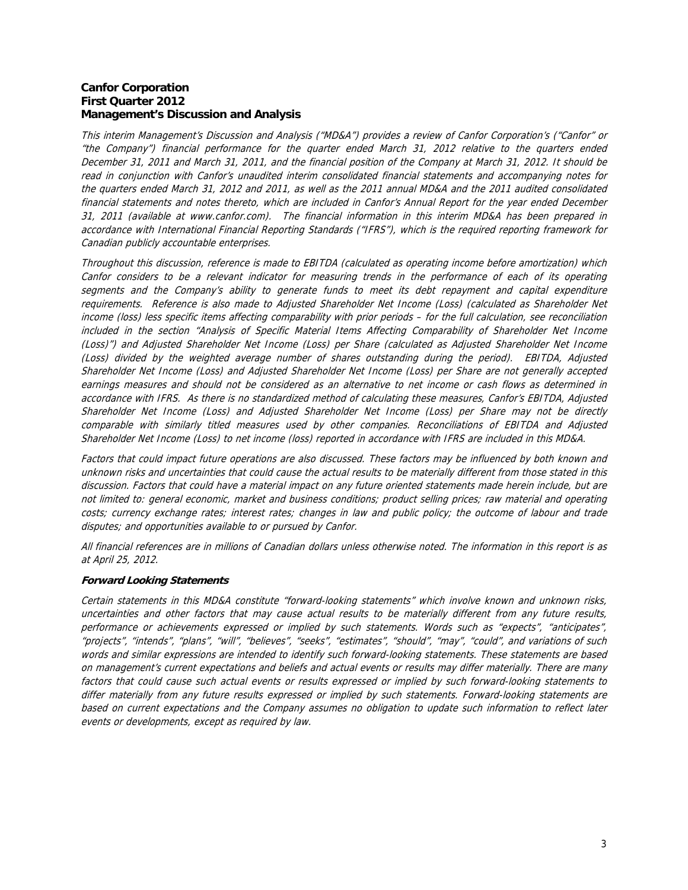**Canfor Corporation**
**First Quarter 2012**
**Management's Discussion and Analysis**

*This interim Management's Discussion and Analysis ("MD&A") provides a review of Canfor Corporation's ("Canfor" or "the Company") financial performance for the quarter ended March 31, 2012 relative to the quarters ended December 31, 2011 and March 31, 2011, and the financial position of the Company at March 31, 2012. It should be read in conjunction with Canfor's unaudited interim consolidated financial statements and accompanying notes for the quarters ended March 31, 2012 and 2011, as well as the 2011 annual MD&A and the 2011 audited consolidated financial statements and notes thereto, which are included in Canfor's Annual Report for the year ended December 31, 2011 (available at www.canfor.com). The financial information in this interim MD&A has been prepared in accordance with International Financial Reporting Standards ("IFRS"), which is the required reporting framework for Canadian publicly accountable enterprises.*

*Throughout this discussion, reference is made to EBITDA (calculated as operating income before amortization) which Canfor considers to be a relevant indicator for measuring trends in the performance of each of its operating segments and the Company's ability to generate funds to meet its debt repayment and capital expenditure requirements. Reference is also made to Adjusted Shareholder Net Income (Loss) (calculated as Shareholder Net income (loss) less specific items affecting comparability with prior periods – for the full calculation, see reconciliation included in the section "Analysis of Specific Material Items Affecting Comparability of Shareholder Net Income (Loss)") and Adjusted Shareholder Net Income (Loss) per Share (calculated as Adjusted Shareholder Net Income (Loss) divided by the weighted average number of shares outstanding during the period). EBITDA, Adjusted Shareholder Net Income (Loss) and Adjusted Shareholder Net Income (Loss) per Share are not generally accepted earnings measures and should not be considered as an alternative to net income or cash flows as determined in accordance with IFRS. As there is no standardized method of calculating these measures, Canfor's EBITDA, Adjusted Shareholder Net Income (Loss) and Adjusted Shareholder Net Income (Loss) per Share may not be directly comparable with similarly titled measures used by other companies. Reconciliations of EBITDA and Adjusted Shareholder Net Income (Loss) to net income (loss) reported in accordance with IFRS are included in this MD&A.*

*Factors that could impact future operations are also discussed. These factors may be influenced by both known and unknown risks and uncertainties that could cause the actual results to be materially different from those stated in this discussion. Factors that could have a material impact on any future oriented statements made herein include, but are not limited to: general economic, market and business conditions; product selling prices; raw material and operating costs; currency exchange rates; interest rates; changes in law and public policy; the outcome of labour and trade disputes; and opportunities available to or pursued by Canfor.*

*All financial references are in millions of Canadian dollars unless otherwise noted. The information in this report is as at April 25, 2012.*

***Forward Looking Statements***

*Certain statements in this MD&A constitute "forward-looking statements" which involve known and unknown risks, uncertainties and other factors that may cause actual results to be materially different from any future results, performance or achievements expressed or implied by such statements. Words such as "expects", "anticipates", "projects", "intends", "plans", "will", "believes", "seeks", "estimates", "should", "may", "could", and variations of such words and similar expressions are intended to identify such forward-looking statements. These statements are based on management's current expectations and beliefs and actual events or results may differ materially. There are many factors that could cause such actual events or results expressed or implied by such forward-looking statements to differ materially from any future results expressed or implied by such statements. Forward-looking statements are based on current expectations and the Company assumes no obligation to update such information to reflect later events or developments, except as required by law.*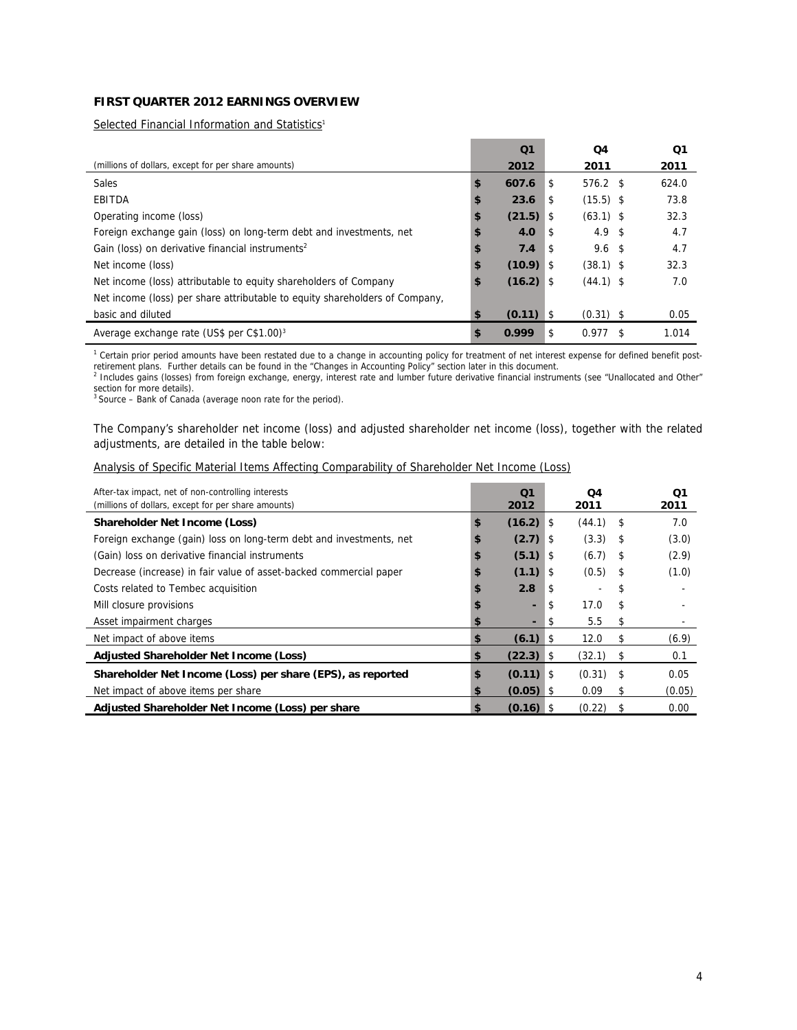### FIRST QUARTER 2012 EARNINGS OVERVIEW

Selected Financial Information and Statistics[1]

| (millions of dollars, except for per share amounts) | Q1 2012 | Q4 2011 | Q1 2011 |
|---|---|---|---|
| Sales | **$ 607.6** | $ 576.2 | $ 624.0 |
| EBITDA | **$ 23.6** | $ (15.5) | $ 73.8 |
| Operating income (loss) | **$ (21.5)** | $ (63.1) | $ 32.3 |
| Foreign exchange gain (loss) on long-term debt and investments, net | **$ 4.0** | $ 4.9 | $ 4.7 |
| Gain (loss) on derivative financial instruments[2] | **$ 7.4** | $ 9.6 | $ 4.7 |
| Net income (loss) | **$ (10.9)** | $ (38.1) | $ 32.3 |
| Net income (loss) attributable to equity shareholders of Company | **$ (16.2)** | $ (44.1) | $ 7.0 |
| Net income (loss) per share attributable to equity shareholders of Company, basic and diluted | **$ (0.11)** | $ (0.31) | $ 0.05 |
| Average exchange rate (US$ per C$1.00)[3] | **$ 0.999** | $ 0.977 | $ 1.014 |

[1] Certain prior period amounts have been restated due to a change in accounting policy for treatment of net interest expense for defined benefit post-retirement plans. Further details can be found in the "Changes in Accounting Policy" section later in this document.
[2] Includes gains (losses) from foreign exchange, energy, interest rate and lumber future derivative financial instruments (see "Unallocated and Other" section for more details).
[3] Source – Bank of Canada (average noon rate for the period).

The Company's shareholder net income (loss) and adjusted shareholder net income (loss), together with the related adjustments, are detailed in the table below:

Analysis of Specific Material Items Affecting Comparability of Shareholder Net Income (Loss)

| After-tax impact, net of non-controlling interests (millions of dollars, except for per share amounts) | Q1 2012 | Q4 2011 | Q1 2011 |
|---|---|---|---|
| **Shareholder Net Income (Loss)** | **$ (16.2)** | $ (44.1) | $ 7.0 |
| Foreign exchange (gain) loss on long-term debt and investments, net | **$ (2.7)** | $ (3.3) | $ (3.0) |
| (Gain) loss on derivative financial instruments | **$ (5.1)** | $ (6.7) | $ (2.9) |
| Decrease (increase) in fair value of asset-backed commercial paper | **$ (1.1)** | $ (0.5) | $ (1.0) |
| Costs related to Tembec acquisition | **$ 2.8** | $ - | $ - |
| Mill closure provisions | **$ -** | $ 17.0 | $ - |
| Asset impairment charges | **$ -** | $ 5.5 | $ - |
| Net impact of above items | **$ (6.1)** | $ 12.0 | $ (6.9) |
| **Adjusted Shareholder Net Income (Loss)** | **$ (22.3)** | $ (32.1) | $ 0.1 |
| **Shareholder Net Income (Loss) per share (EPS), as reported** | **$ (0.11)** | $ (0.31) | $ 0.05 |
| Net impact of above items per share | **$ (0.05)** | $ 0.09 | $ (0.05) |
| **Adjusted Shareholder Net Income (Loss) per share** | **$ (0.16)** | $ (0.22) | $ 0.00 |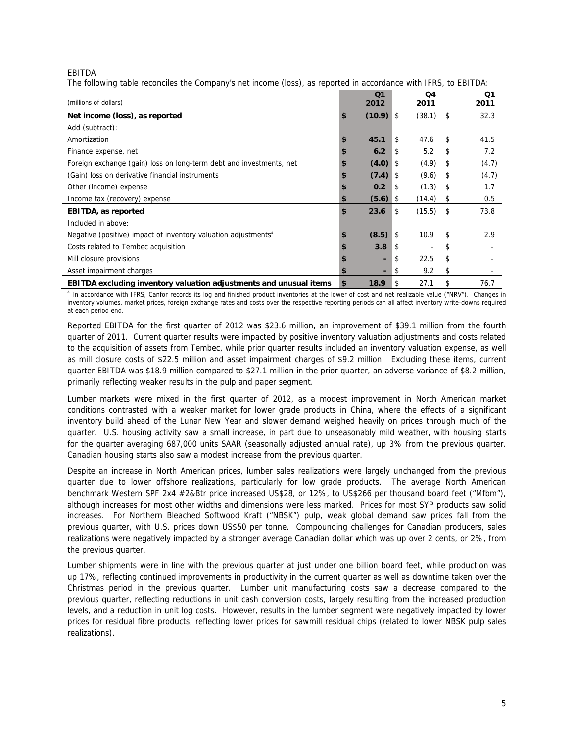EBITDA

The following table reconciles the Company's net income (loss), as reported in accordance with IFRS, to EBITDA:

| (millions of dollars) | Q1 2012 | Q4 2011 | Q1 2011 |
|---|---|---|---|
| **Net income (loss), as reported** | **$ (10.9)** | $ (38.1) | $ 32.3 |
| Add (subtract): | | | |
| Amortization | **$ 45.1** | $ 47.6 | $ 41.5 |
| Finance expense, net | **$ 6.2** | $ 5.2 | $ 7.2 |
| Foreign exchange (gain) loss on long-term debt and investments, net | **$ (4.0)** | $ (4.9) | $ (4.7) |
| (Gain) loss on derivative financial instruments | **$ (7.4)** | $ (9.6) | $ (4.7) |
| Other (income) expense | **$ 0.2** | $ (1.3) | $ 1.7 |
| Income tax (recovery) expense | **$ (5.6)** | $ (14.4) | $ 0.5 |
| **EBITDA, as reported** | **$ 23.6** | $ (15.5) | $ 73.8 |
| Included in above: | | | |
| Negative (positive) impact of inventory valuation adjustments[4] | **$ (8.5)** | $ 10.9 | $ 2.9 |
| Costs related to Tembec acquisition | **$ 3.8** | $ - | $ - |
| Mill closure provisions | **$ -** | $ 22.5 | $ - |
| Asset impairment charges | **$ -** | $ 9.2 | $ - |
| **EBITDA excluding inventory valuation adjustments and unusual items** | **$ 18.9** | $ 27.1 | $ 76.7 |

[4] In accordance with IFRS, Canfor records its log and finished product inventories at the lower of cost and net realizable value ("NRV"). Changes in inventory volumes, market prices, foreign exchange rates and costs over the respective reporting periods can all affect inventory write-downs required at each period end.

Reported EBITDA for the first quarter of 2012 was $23.6 million, an improvement of $39.1 million from the fourth quarter of 2011. Current quarter results were impacted by positive inventory valuation adjustments and costs related to the acquisition of assets from Tembec, while prior quarter results included an inventory valuation expense, as well as mill closure costs of $22.5 million and asset impairment charges of $9.2 million. Excluding these items, current quarter EBITDA was $18.9 million compared to $27.1 million in the prior quarter, an adverse variance of $8.2 million, primarily reflecting weaker results in the pulp and paper segment.

Lumber markets were mixed in the first quarter of 2012, as a modest improvement in North American market conditions contrasted with a weaker market for lower grade products in China, where the effects of a significant inventory build ahead of the Lunar New Year and slower demand weighed heavily on prices through much of the quarter. U.S. housing activity saw a small increase, in part due to unseasonably mild weather, with housing starts for the quarter averaging 687,000 units SAAR (seasonally adjusted annual rate), up 3% from the previous quarter. Canadian housing starts also saw a modest increase from the previous quarter.

Despite an increase in North American prices, lumber sales realizations were largely unchanged from the previous quarter due to lower offshore realizations, particularly for low grade products. The average North American benchmark Western SPF 2x4 #2&Btr price increased US$28, or 12%, to US$266 per thousand board feet ("Mfbm"), although increases for most other widths and dimensions were less marked. Prices for most SYP products saw solid increases. For Northern Bleached Softwood Kraft ("NBSK") pulp, weak global demand saw prices fall from the previous quarter, with U.S. prices down US$50 per tonne. Compounding challenges for Canadian producers, sales realizations were negatively impacted by a stronger average Canadian dollar which was up over 2 cents, or 2%, from the previous quarter.

Lumber shipments were in line with the previous quarter at just under one billion board feet, while production was up 17%, reflecting continued improvements in productivity in the current quarter as well as downtime taken over the Christmas period in the previous quarter. Lumber unit manufacturing costs saw a decrease compared to the previous quarter, reflecting reductions in unit cash conversion costs, largely resulting from the increased production levels, and a reduction in unit log costs. However, results in the lumber segment were negatively impacted by lower prices for residual fibre products, reflecting lower prices for sawmill residual chips (related to lower NBSK pulp sales realizations).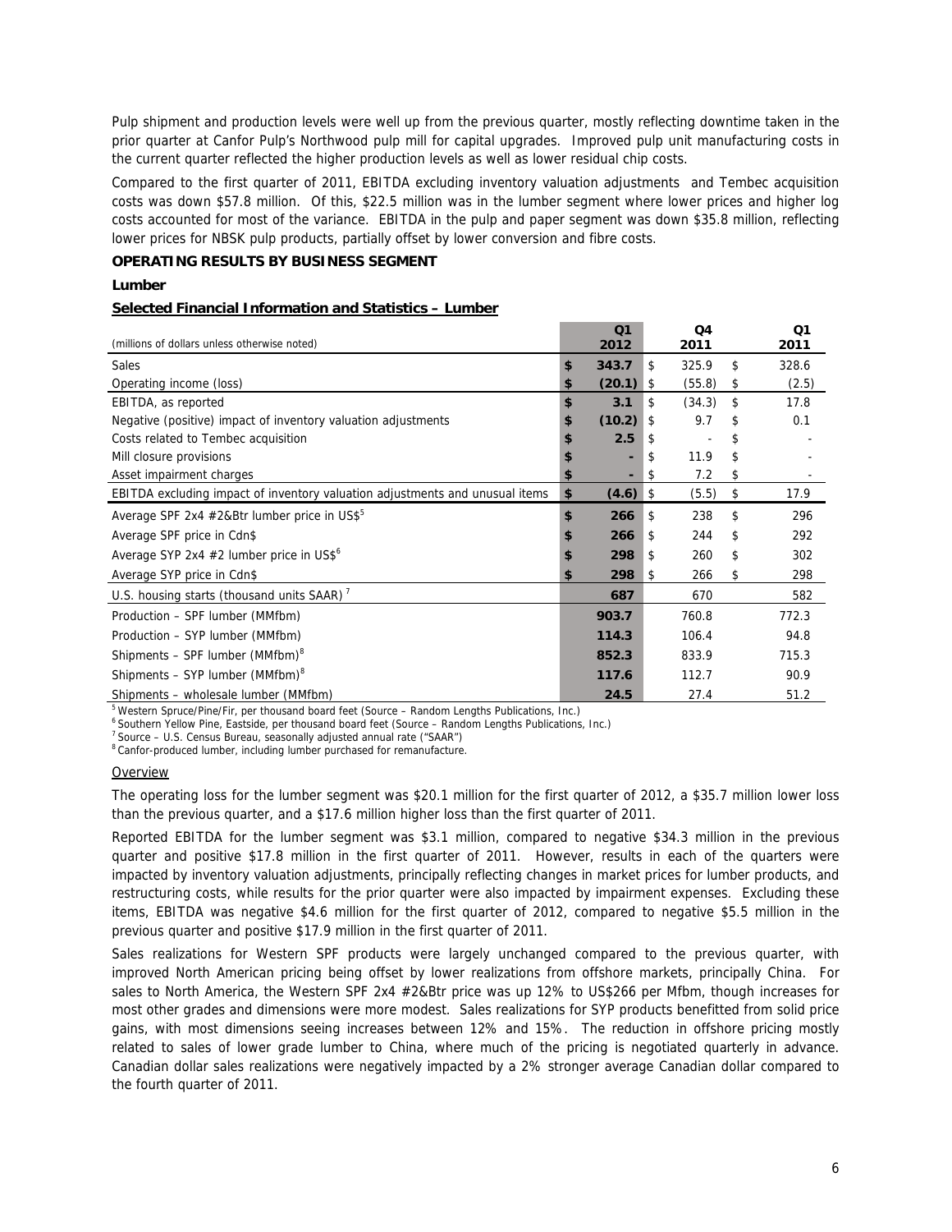Pulp shipment and production levels were well up from the previous quarter, mostly reflecting downtime taken in the prior quarter at Canfor Pulp's Northwood pulp mill for capital upgrades. Improved pulp unit manufacturing costs in the current quarter reflected the higher production levels as well as lower residual chip costs.

Compared to the first quarter of 2011, EBITDA excluding inventory valuation adjustments and Tembec acquisition costs was down $57.8 million. Of this, $22.5 million was in the lumber segment where lower prices and higher log costs accounted for most of the variance. EBITDA in the pulp and paper segment was down $35.8 million, reflecting lower prices for NBSK pulp products, partially offset by lower conversion and fibre costs.

**OPERATING RESULTS BY BUSINESS SEGMENT**

**Lumber**

**Selected Financial Information and Statistics – Lumber**

| (millions of dollars unless otherwise noted) | Q1 2012 | Q4 2011 | Q1 2011 |
|---|---|---|---|
| Sales | $ 343.7 | $ 325.9 | $ 328.6 |
| Operating income (loss) | $ (20.1) | $ (55.8) | $ (2.5) |
| EBITDA, as reported | $ 3.1 | $ (34.3) | $ 17.8 |
| Negative (positive) impact of inventory valuation adjustments | $ (10.2) | $ 9.7 | $ 0.1 |
| Costs related to Tembec acquisition | $ 2.5 | $ - | $ - |
| Mill closure provisions | $ - | $ 11.9 | $ - |
| Asset impairment charges | $ - | $ 7.2 | $ - |
| EBITDA excluding impact of inventory valuation adjustments and unusual items | $ (4.6) | $ (5.5) | $ 17.9 |
| Average SPF 2x4 #2&Btr lumber price in US$[5] | $ 266 | $ 238 | $ 296 |
| Average SPF price in Cdn$ | $ 266 | $ 244 | $ 292 |
| Average SYP 2x4 #2 lumber price in US$[6] | $ 298 | $ 260 | $ 302 |
| Average SYP price in Cdn$ | $ 298 | $ 266 | $ 298 |
| U.S. housing starts (thousand units SAAR)[7] | 687 | 670 | 582 |
| Production – SPF lumber (MMfbm) | 903.7 | 760.8 | 772.3 |
| Production – SYP lumber (MMfbm) | 114.3 | 106.4 | 94.8 |
| Shipments – SPF lumber (MMfbm)[8] | 852.3 | 833.9 | 715.3 |
| Shipments – SYP lumber (MMfbm)[8] | 117.6 | 112.7 | 90.9 |
| Shipments – wholesale lumber (MMfbm) | 24.5 | 27.4 | 51.2 |

[5] Western Spruce/Pine/Fir, per thousand board feet (Source – Random Lengths Publications, Inc.)
[6] Southern Yellow Pine, Eastside, per thousand board feet (Source – Random Lengths Publications, Inc.)
[7] Source – U.S. Census Bureau, seasonally adjusted annual rate ("SAAR")
[8] Canfor-produced lumber, including lumber purchased for remanufacture.

Overview

The operating loss for the lumber segment was $20.1 million for the first quarter of 2012, a $35.7 million lower loss than the previous quarter, and a $17.6 million higher loss than the first quarter of 2011.

Reported EBITDA for the lumber segment was $3.1 million, compared to negative $34.3 million in the previous quarter and positive $17.8 million in the first quarter of 2011. However, results in each of the quarters were impacted by inventory valuation adjustments, principally reflecting changes in market prices for lumber products, and restructuring costs, while results for the prior quarter were also impacted by impairment expenses. Excluding these items, EBITDA was negative $4.6 million for the first quarter of 2012, compared to negative $5.5 million in the previous quarter and positive $17.9 million in the first quarter of 2011.

Sales realizations for Western SPF products were largely unchanged compared to the previous quarter, with improved North American pricing being offset by lower realizations from offshore markets, principally China. For sales to North America, the Western SPF 2x4 #2&Btr price was up 12% to US$266 per Mfbm, though increases for most other grades and dimensions were more modest. Sales realizations for SYP products benefitted from solid price gains, with most dimensions seeing increases between 12% and 15%. The reduction in offshore pricing mostly related to sales of lower grade lumber to China, where much of the pricing is negotiated quarterly in advance. Canadian dollar sales realizations were negatively impacted by a 2% stronger average Canadian dollar compared to the fourth quarter of 2011.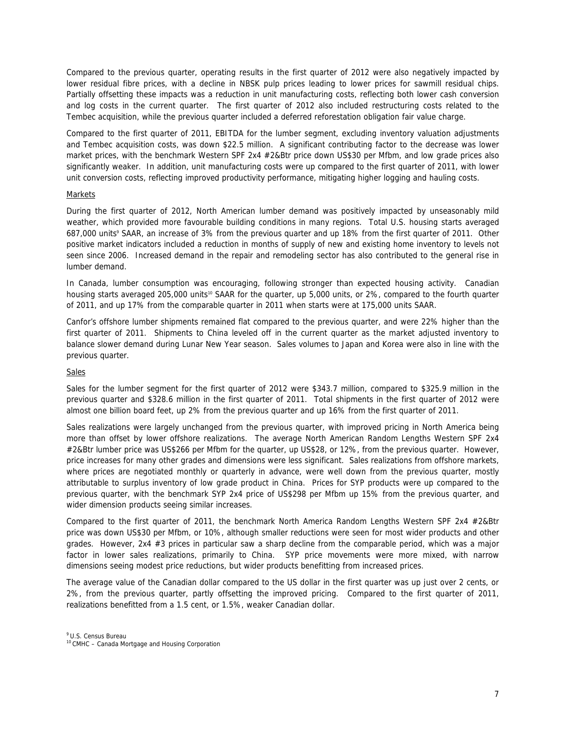Compared to the previous quarter, operating results in the first quarter of 2012 were also negatively impacted by lower residual fibre prices, with a decline in NBSK pulp prices leading to lower prices for sawmill residual chips. Partially offsetting these impacts was a reduction in unit manufacturing costs, reflecting both lower cash conversion and log costs in the current quarter. The first quarter of 2012 also included restructuring costs related to the Tembec acquisition, while the previous quarter included a deferred reforestation obligation fair value charge.

Compared to the first quarter of 2011, EBITDA for the lumber segment, excluding inventory valuation adjustments and Tembec acquisition costs, was down $22.5 million. A significant contributing factor to the decrease was lower market prices, with the benchmark Western SPF 2x4 #2&Btr price down US$30 per Mfbm, and low grade prices also significantly weaker. In addition, unit manufacturing costs were up compared to the first quarter of 2011, with lower unit conversion costs, reflecting improved productivity performance, mitigating higher logging and hauling costs.

## Markets

During the first quarter of 2012, North American lumber demand was positively impacted by unseasonably mild weather, which provided more favourable building conditions in many regions. Total U.S. housing starts averaged 687,000 units[9] SAAR, an increase of 3% from the previous quarter and up 18% from the first quarter of 2011. Other positive market indicators included a reduction in months of supply of new and existing home inventory to levels not seen since 2006. Increased demand in the repair and remodeling sector has also contributed to the general rise in lumber demand.

In Canada, lumber consumption was encouraging, following stronger than expected housing activity. Canadian housing starts averaged 205,000 units[10] SAAR for the quarter, up 5,000 units, or 2%, compared to the fourth quarter of 2011, and up 17% from the comparable quarter in 2011 when starts were at 175,000 units SAAR.

Canfor's offshore lumber shipments remained flat compared to the previous quarter, and were 22% higher than the first quarter of 2011. Shipments to China leveled off in the current quarter as the market adjusted inventory to balance slower demand during Lunar New Year season. Sales volumes to Japan and Korea were also in line with the previous quarter.

## Sales

Sales for the lumber segment for the first quarter of 2012 were $343.7 million, compared to $325.9 million in the previous quarter and $328.6 million in the first quarter of 2011. Total shipments in the first quarter of 2012 were almost one billion board feet, up 2% from the previous quarter and up 16% from the first quarter of 2011.

Sales realizations were largely unchanged from the previous quarter, with improved pricing in North America being more than offset by lower offshore realizations. The average North American Random Lengths Western SPF 2x4 #2&Btr lumber price was US$266 per Mfbm for the quarter, up US$28, or 12%, from the previous quarter. However, price increases for many other grades and dimensions were less significant. Sales realizations from offshore markets, where prices are negotiated monthly or quarterly in advance, were well down from the previous quarter, mostly attributable to surplus inventory of low grade product in China. Prices for SYP products were up compared to the previous quarter, with the benchmark SYP 2x4 price of US$298 per Mfbm up 15% from the previous quarter, and wider dimension products seeing similar increases.

Compared to the first quarter of 2011, the benchmark North America Random Lengths Western SPF 2x4 #2&Btr price was down US$30 per Mfbm, or 10%, although smaller reductions were seen for most wider products and other grades. However, 2x4 #3 prices in particular saw a sharp decline from the comparable period, which was a major factor in lower sales realizations, primarily to China. SYP price movements were more mixed, with narrow dimensions seeing modest price reductions, but wider products benefitting from increased prices.

The average value of the Canadian dollar compared to the US dollar in the first quarter was up just over 2 cents, or 2%, from the previous quarter, partly offsetting the improved pricing. Compared to the first quarter of 2011, realizations benefitted from a 1.5 cent, or 1.5%, weaker Canadian dollar.

[9] U.S. Census Bureau
[10] CMHC – Canada Mortgage and Housing Corporation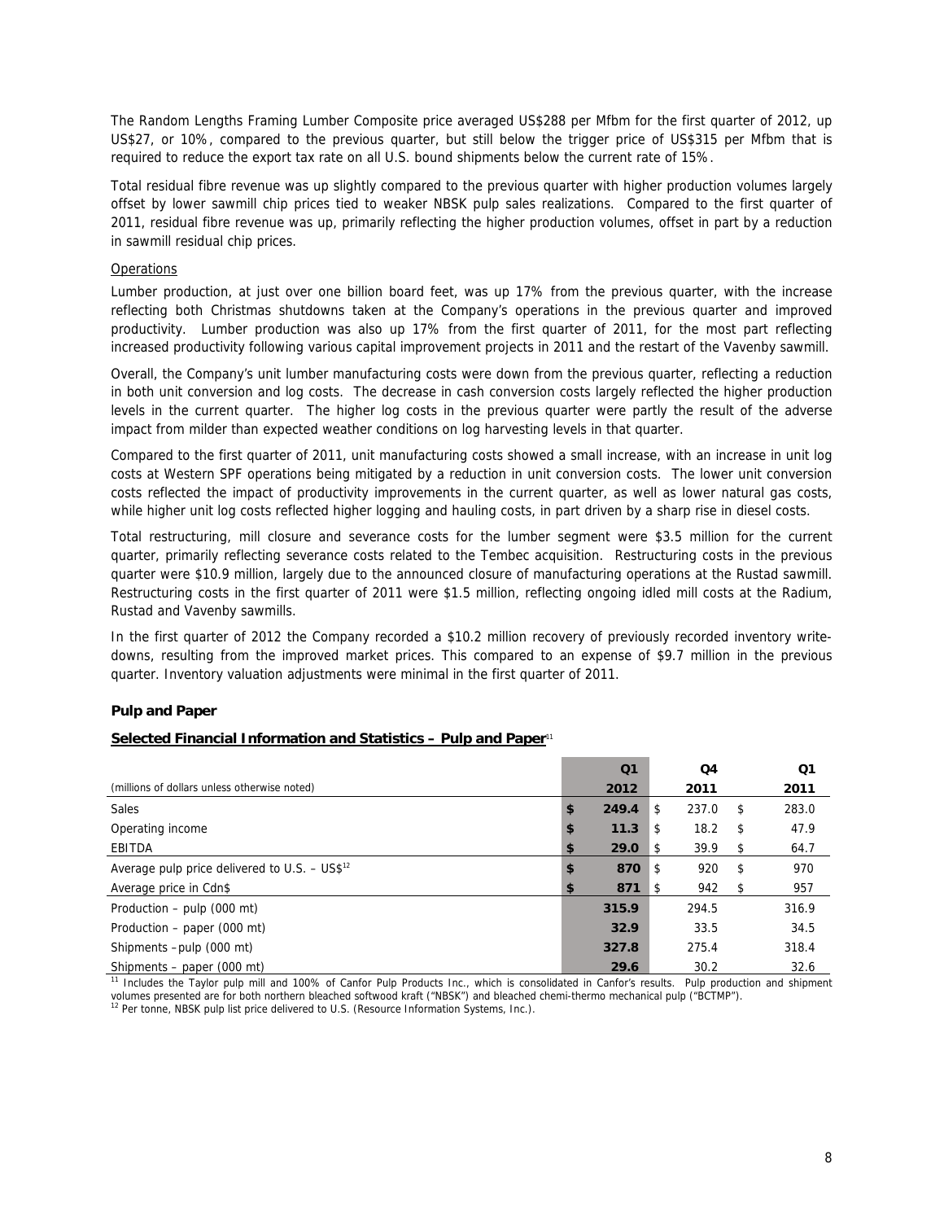The Random Lengths Framing Lumber Composite price averaged US$288 per Mfbm for the first quarter of 2012, up US$27, or 10%, compared to the previous quarter, but still below the trigger price of US$315 per Mfbm that is required to reduce the export tax rate on all U.S. bound shipments below the current rate of 15%.

Total residual fibre revenue was up slightly compared to the previous quarter with higher production volumes largely offset by lower sawmill chip prices tied to weaker NBSK pulp sales realizations. Compared to the first quarter of 2011, residual fibre revenue was up, primarily reflecting the higher production volumes, offset in part by a reduction in sawmill residual chip prices.

Operations

Lumber production, at just over one billion board feet, was up 17% from the previous quarter, with the increase reflecting both Christmas shutdowns taken at the Company's operations in the previous quarter and improved productivity. Lumber production was also up 17% from the first quarter of 2011, for the most part reflecting increased productivity following various capital improvement projects in 2011 and the restart of the Vavenby sawmill.

Overall, the Company's unit lumber manufacturing costs were down from the previous quarter, reflecting a reduction in both unit conversion and log costs. The decrease in cash conversion costs largely reflected the higher production levels in the current quarter. The higher log costs in the previous quarter were partly the result of the adverse impact from milder than expected weather conditions on log harvesting levels in that quarter.

Compared to the first quarter of 2011, unit manufacturing costs showed a small increase, with an increase in unit log costs at Western SPF operations being mitigated by a reduction in unit conversion costs. The lower unit conversion costs reflected the impact of productivity improvements in the current quarter, as well as lower natural gas costs, while higher unit log costs reflected higher logging and hauling costs, in part driven by a sharp rise in diesel costs.

Total restructuring, mill closure and severance costs for the lumber segment were $3.5 million for the current quarter, primarily reflecting severance costs related to the Tembec acquisition. Restructuring costs in the previous quarter were $10.9 million, largely due to the announced closure of manufacturing operations at the Rustad sawmill. Restructuring costs in the first quarter of 2011 were $1.5 million, reflecting ongoing idled mill costs at the Radium, Rustad and Vavenby sawmills.

In the first quarter of 2012 the Company recorded a $10.2 million recovery of previously recorded inventory write-downs, resulting from the improved market prices. This compared to an expense of $9.7 million in the previous quarter. Inventory valuation adjustments were minimal in the first quarter of 2011.

**Pulp and Paper**

**Selected Financial Information and Statistics – Pulp and Paper**[11]

| (millions of dollars unless otherwise noted) | Q1 2012 | Q4 2011 | Q1 2011 |
|---|---|---|---|
| Sales | $ 249.4 | $ 237.0 | $ 283.0 |
| Operating income | $ 11.3 | $ 18.2 | $ 47.9 |
| EBITDA | $ 29.0 | $ 39.9 | $ 64.7 |
| Average pulp price delivered to U.S. – US$[12] | $ 870 | $ 920 | $ 970 |
| Average price in Cdn$ | $ 871 | $ 942 | $ 957 |
| Production – pulp (000 mt) | 315.9 | 294.5 | 316.9 |
| Production – paper (000 mt) | 32.9 | 33.5 | 34.5 |
| Shipments – pulp (000 mt) | 327.8 | 275.4 | 318.4 |
| Shipments – paper (000 mt) | 29.6 | 30.2 | 32.6 |

[11] Includes the Taylor pulp mill and 100% of Canfor Pulp Products Inc., which is consolidated in Canfor's results. Pulp production and shipment volumes presented are for both northern bleached softwood kraft ("NBSK") and bleached chemi-thermo mechanical pulp ("BCTMP").
[12] Per tonne, NBSK pulp list price delivered to U.S. (Resource Information Systems, Inc.).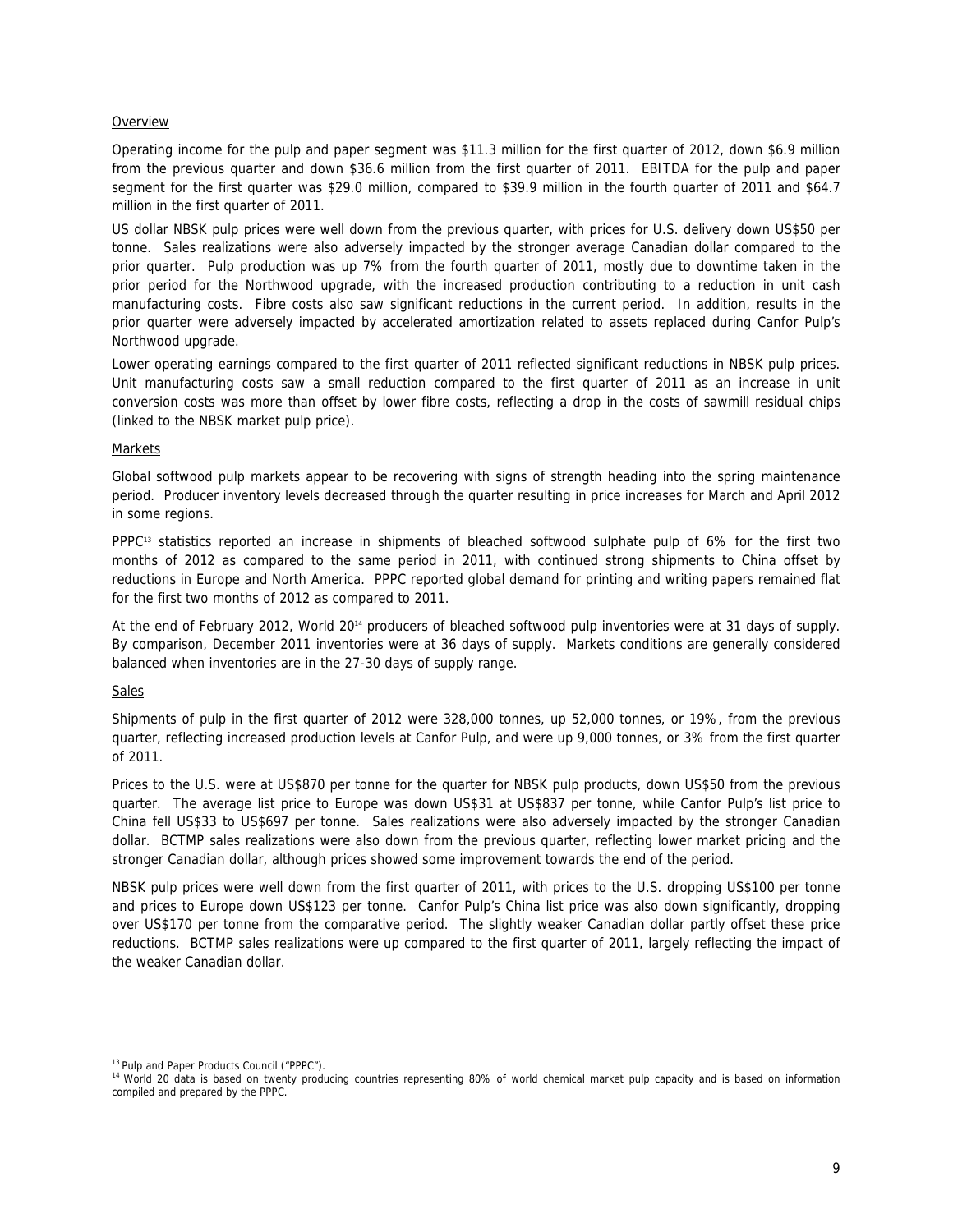Overview

Operating income for the pulp and paper segment was $11.3 million for the first quarter of 2012, down $6.9 million from the previous quarter and down $36.6 million from the first quarter of 2011. EBITDA for the pulp and paper segment for the first quarter was $29.0 million, compared to $39.9 million in the fourth quarter of 2011 and $64.7 million in the first quarter of 2011.

US dollar NBSK pulp prices were well down from the previous quarter, with prices for U.S. delivery down US$50 per tonne. Sales realizations were also adversely impacted by the stronger average Canadian dollar compared to the prior quarter. Pulp production was up 7% from the fourth quarter of 2011, mostly due to downtime taken in the prior period for the Northwood upgrade, with the increased production contributing to a reduction in unit cash manufacturing costs. Fibre costs also saw significant reductions in the current period. In addition, results in the prior quarter were adversely impacted by accelerated amortization related to assets replaced during Canfor Pulp's Northwood upgrade.

Lower operating earnings compared to the first quarter of 2011 reflected significant reductions in NBSK pulp prices. Unit manufacturing costs saw a small reduction compared to the first quarter of 2011 as an increase in unit conversion costs was more than offset by lower fibre costs, reflecting a drop in the costs of sawmill residual chips (linked to the NBSK market pulp price).

Markets

Global softwood pulp markets appear to be recovering with signs of strength heading into the spring maintenance period. Producer inventory levels decreased through the quarter resulting in price increases for March and April 2012 in some regions.

PPPC[13] statistics reported an increase in shipments of bleached softwood sulphate pulp of 6% for the first two months of 2012 as compared to the same period in 2011, with continued strong shipments to China offset by reductions in Europe and North America. PPPC reported global demand for printing and writing papers remained flat for the first two months of 2012 as compared to 2011.

At the end of February 2012, World 20[14] producers of bleached softwood pulp inventories were at 31 days of supply. By comparison, December 2011 inventories were at 36 days of supply. Markets conditions are generally considered balanced when inventories are in the 27-30 days of supply range.

Sales

Shipments of pulp in the first quarter of 2012 were 328,000 tonnes, up 52,000 tonnes, or 19%, from the previous quarter, reflecting increased production levels at Canfor Pulp, and were up 9,000 tonnes, or 3% from the first quarter of 2011.

Prices to the U.S. were at US$870 per tonne for the quarter for NBSK pulp products, down US$50 from the previous quarter. The average list price to Europe was down US$31 at US$837 per tonne, while Canfor Pulp's list price to China fell US$33 to US$697 per tonne. Sales realizations were also adversely impacted by the stronger Canadian dollar. BCTMP sales realizations were also down from the previous quarter, reflecting lower market pricing and the stronger Canadian dollar, although prices showed some improvement towards the end of the period.

NBSK pulp prices were well down from the first quarter of 2011, with prices to the U.S. dropping US$100 per tonne and prices to Europe down US$123 per tonne. Canfor Pulp's China list price was also down significantly, dropping over US$170 per tonne from the comparative period. The slightly weaker Canadian dollar partly offset these price reductions. BCTMP sales realizations were up compared to the first quarter of 2011, largely reflecting the impact of the weaker Canadian dollar.

[13] Pulp and Paper Products Council ("PPPC").

[14] World 20 data is based on twenty producing countries representing 80% of world chemical market pulp capacity and is based on information compiled and prepared by the PPPC.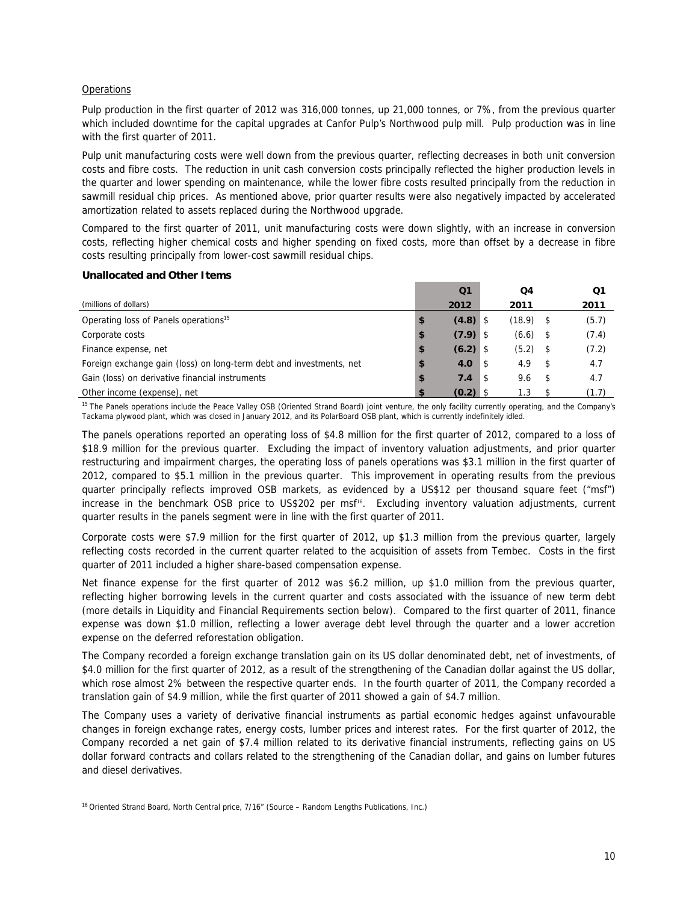Operations

Pulp production in the first quarter of 2012 was 316,000 tonnes, up 21,000 tonnes, or 7%, from the previous quarter which included downtime for the capital upgrades at Canfor Pulp's Northwood pulp mill. Pulp production was in line with the first quarter of 2011.

Pulp unit manufacturing costs were well down from the previous quarter, reflecting decreases in both unit conversion costs and fibre costs. The reduction in unit cash conversion costs principally reflected the higher production levels in the quarter and lower spending on maintenance, while the lower fibre costs resulted principally from the reduction in sawmill residual chip prices. As mentioned above, prior quarter results were also negatively impacted by accelerated amortization related to assets replaced during the Northwood upgrade.

Compared to the first quarter of 2011, unit manufacturing costs were down slightly, with an increase in conversion costs, reflecting higher chemical costs and higher spending on fixed costs, more than offset by a decrease in fibre costs resulting principally from lower-cost sawmill residual chips.

### Unallocated and Other Items

| (millions of dollars) | Q1 2012 | Q4 2011 | Q1 2011 |
|---|---|---|---|
| Operating loss of Panels operations[15] | **$ (4.8)** | $ (18.9) | $ (5.7) |
| Corporate costs | **$ (7.9)** | $ (6.6) | $ (7.4) |
| Finance expense, net | **$ (6.2)** | $ (5.2) | $ (7.2) |
| Foreign exchange gain (loss) on long-term debt and investments, net | **$ 4.0** | $ 4.9 | $ 4.7 |
| Gain (loss) on derivative financial instruments | **$ 7.4** | $ 9.6 | $ 4.7 |
| Other income (expense), net | **$ (0.2)** | $ 1.3 | $ (1.7) |

[15] The Panels operations include the Peace Valley OSB (Oriented Strand Board) joint venture, the only facility currently operating, and the Company's Tackama plywood plant, which was closed in January 2012, and its PolarBoard OSB plant, which is currently indefinitely idled.

The panels operations reported an operating loss of $4.8 million for the first quarter of 2012, compared to a loss of $18.9 million for the previous quarter. Excluding the impact of inventory valuation adjustments, and prior quarter restructuring and impairment charges, the operating loss of panels operations was $3.1 million in the first quarter of 2012, compared to $5.1 million in the previous quarter. This improvement in operating results from the previous quarter principally reflects improved OSB markets, as evidenced by a US$12 per thousand square feet ("msf") increase in the benchmark OSB price to US$202 per msf[16]. Excluding inventory valuation adjustments, current quarter results in the panels segment were in line with the first quarter of 2011.

Corporate costs were $7.9 million for the first quarter of 2012, up $1.3 million from the previous quarter, largely reflecting costs recorded in the current quarter related to the acquisition of assets from Tembec. Costs in the first quarter of 2011 included a higher share-based compensation expense.

Net finance expense for the first quarter of 2012 was $6.2 million, up $1.0 million from the previous quarter, reflecting higher borrowing levels in the current quarter and costs associated with the issuance of new term debt (more details in Liquidity and Financial Requirements section below). Compared to the first quarter of 2011, finance expense was down $1.0 million, reflecting a lower average debt level through the quarter and a lower accretion expense on the deferred reforestation obligation.

The Company recorded a foreign exchange translation gain on its US dollar denominated debt, net of investments, of $4.0 million for the first quarter of 2012, as a result of the strengthening of the Canadian dollar against the US dollar, which rose almost 2% between the respective quarter ends. In the fourth quarter of 2011, the Company recorded a translation gain of $4.9 million, while the first quarter of 2011 showed a gain of $4.7 million.

The Company uses a variety of derivative financial instruments as partial economic hedges against unfavourable changes in foreign exchange rates, energy costs, lumber prices and interest rates. For the first quarter of 2012, the Company recorded a net gain of $7.4 million related to its derivative financial instruments, reflecting gains on US dollar forward contracts and collars related to the strengthening of the Canadian dollar, and gains on lumber futures and diesel derivatives.

[16] Oriented Strand Board, North Central price, 7/16" (Source – Random Lengths Publications, Inc.)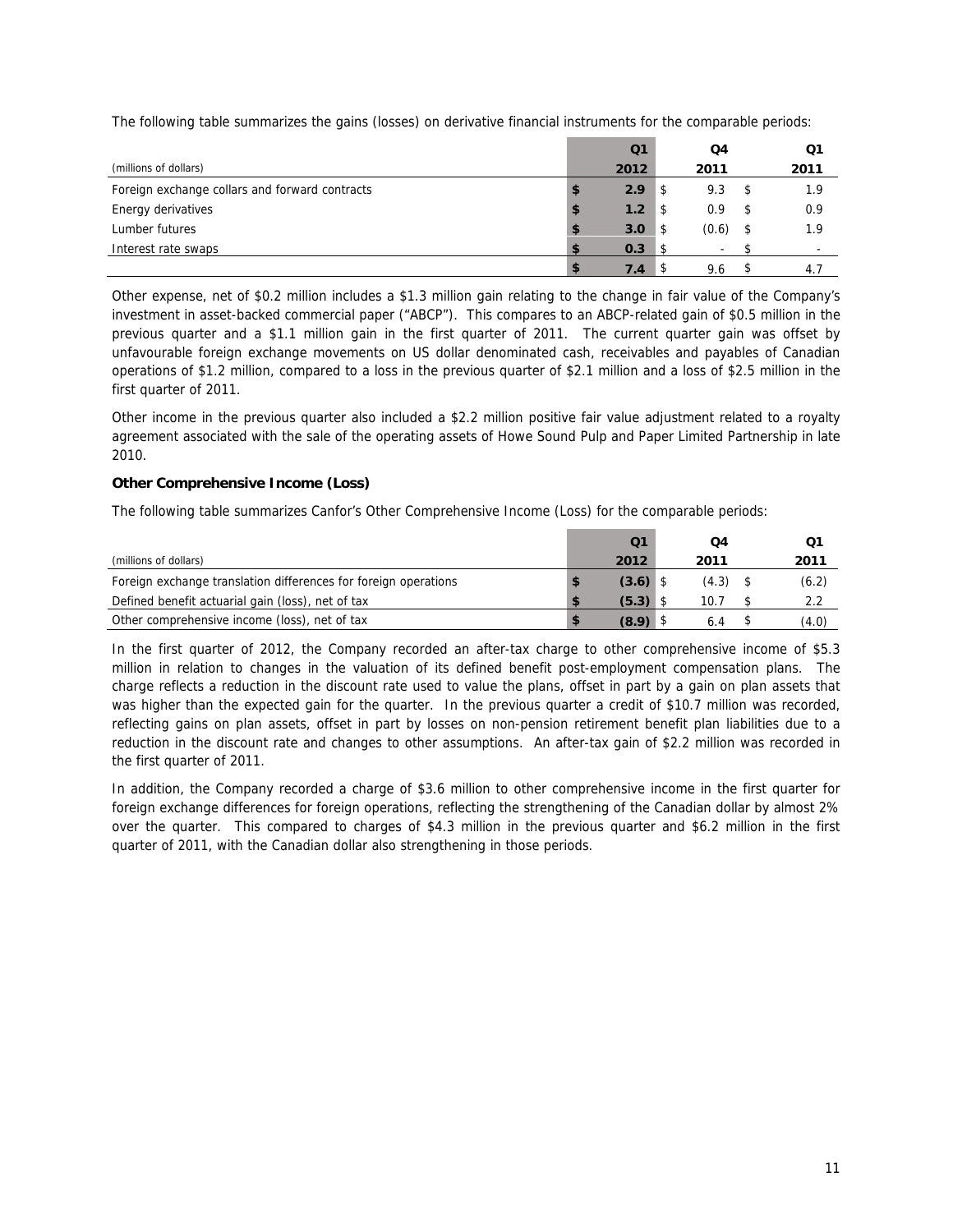The following table summarizes the gains (losses) on derivative financial instruments for the comparable periods:

| (millions of dollars) | Q1 2012 | Q4 2011 | Q1 2011 |
|---|---|---|---|
| Foreign exchange collars and forward contracts | $ 2.9 | $ 9.3 | $ 1.9 |
| Energy derivatives | $ 1.2 | $ 0.9 | $ 0.9 |
| Lumber futures | $ 3.0 | $ (0.6) | $ 1.9 |
| Interest rate swaps | $ 0.3 | $ - | $ - |
| | $ 7.4 | $ 9.6 | $ 4.7 |

Other expense, net of $0.2 million includes a $1.3 million gain relating to the change in fair value of the Company's investment in asset-backed commercial paper ("ABCP"). This compares to an ABCP-related gain of $0.5 million in the previous quarter and a $1.1 million gain in the first quarter of 2011. The current quarter gain was offset by unfavourable foreign exchange movements on US dollar denominated cash, receivables and payables of Canadian operations of $1.2 million, compared to a loss in the previous quarter of $2.1 million and a loss of $2.5 million in the first quarter of 2011.

Other income in the previous quarter also included a $2.2 million positive fair value adjustment related to a royalty agreement associated with the sale of the operating assets of Howe Sound Pulp and Paper Limited Partnership in late 2010.

**Other Comprehensive Income (Loss)**

The following table summarizes Canfor's Other Comprehensive Income (Loss) for the comparable periods:

| (millions of dollars) | Q1 2012 | Q4 2011 | Q1 2011 |
|---|---|---|---|
| Foreign exchange translation differences for foreign operations | $ (3.6) | $ (4.3) | $ (6.2) |
| Defined benefit actuarial gain (loss), net of tax | $ (5.3) | $ 10.7 | $ 2.2 |
| Other comprehensive income (loss), net of tax | $ (8.9) | $ 6.4 | $ (4.0) |

In the first quarter of 2012, the Company recorded an after-tax charge to other comprehensive income of $5.3 million in relation to changes in the valuation of its defined benefit post-employment compensation plans. The charge reflects a reduction in the discount rate used to value the plans, offset in part by a gain on plan assets that was higher than the expected gain for the quarter. In the previous quarter a credit of $10.7 million was recorded, reflecting gains on plan assets, offset in part by losses on non-pension retirement benefit plan liabilities due to a reduction in the discount rate and changes to other assumptions. An after-tax gain of $2.2 million was recorded in the first quarter of 2011.

In addition, the Company recorded a charge of $3.6 million to other comprehensive income in the first quarter for foreign exchange differences for foreign operations, reflecting the strengthening of the Canadian dollar by almost 2% over the quarter. This compared to charges of $4.3 million in the previous quarter and $6.2 million in the first quarter of 2011, with the Canadian dollar also strengthening in those periods.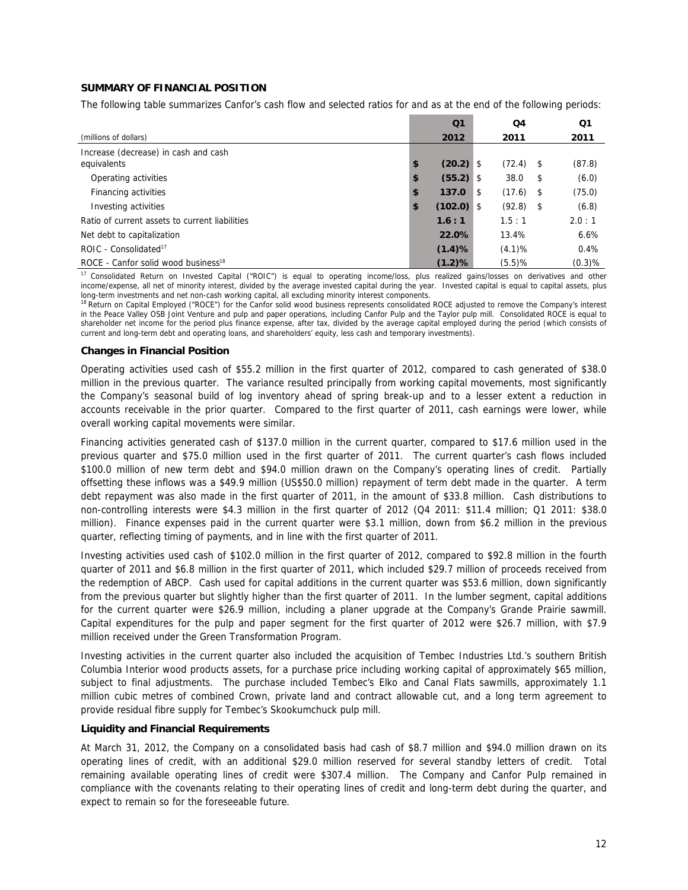**SUMMARY OF FINANCIAL POSITION**

The following table summarizes Canfor's cash flow and selected ratios for and as at the end of the following periods:

| (millions of dollars) | Q1 2012 | Q4 2011 | Q1 2011 |
|---|---|---|---|
| Increase (decrease) in cash and cash equivalents | **$ (20.2)** | $ (72.4) | $ (87.8) |
| Operating activities | **$ (55.2)** | $ 38.0 | $ (6.0) |
| Financing activities | **$ 137.0** | $ (17.6) | $ (75.0) |
| Investing activities | **$ (102.0)** | $ (92.8) | $ (6.8) |
| Ratio of current assets to current liabilities | **1.6 : 1** | 1.5 : 1 | 2.0 : 1 |
| Net debt to capitalization | **22.0%** | 13.4% | 6.6% |
| ROIC - Consolidated[17] | **(1.4)%** | (4.1)% | 0.4% |
| ROCE - Canfor solid wood business[18] | **(1.2)%** | (5.5)% | (0.3)% |

[17] Consolidated Return on Invested Capital ("ROIC") is equal to operating income/loss, plus realized gains/losses on derivatives and other income/expense, all net of minority interest, divided by the average invested capital during the year. Invested capital is equal to capital assets, plus long-term investments and net non-cash working capital, all excluding minority interest components.

[18] Return on Capital Employed ("ROCE") for the Canfor solid wood business represents consolidated ROCE adjusted to remove the Company's interest in the Peace Valley OSB Joint Venture and pulp and paper operations, including Canfor Pulp and the Taylor pulp mill. Consolidated ROCE is equal to shareholder net income for the period plus finance expense, after tax, divided by the average capital employed during the period (which consists of current and long-term debt and operating loans, and shareholders' equity, less cash and temporary investments).

**Changes in Financial Position**

Operating activities used cash of $55.2 million in the first quarter of 2012, compared to cash generated of $38.0 million in the previous quarter. The variance resulted principally from working capital movements, most significantly the Company's seasonal build of log inventory ahead of spring break-up and to a lesser extent a reduction in accounts receivable in the prior quarter. Compared to the first quarter of 2011, cash earnings were lower, while overall working capital movements were similar.

Financing activities generated cash of $137.0 million in the current quarter, compared to $17.6 million used in the previous quarter and $75.0 million used in the first quarter of 2011. The current quarter's cash flows included $100.0 million of new term debt and $94.0 million drawn on the Company's operating lines of credit. Partially offsetting these inflows was a $49.9 million (US$50.0 million) repayment of term debt made in the quarter. A term debt repayment was also made in the first quarter of 2011, in the amount of $33.8 million. Cash distributions to non-controlling interests were $4.3 million in the first quarter of 2012 (Q4 2011: $11.4 million; Q1 2011: $38.0 million). Finance expenses paid in the current quarter were $3.1 million, down from $6.2 million in the previous quarter, reflecting timing of payments, and in line with the first quarter of 2011.

Investing activities used cash of $102.0 million in the first quarter of 2012, compared to $92.8 million in the fourth quarter of 2011 and $6.8 million in the first quarter of 2011, which included $29.7 million of proceeds received from the redemption of ABCP. Cash used for capital additions in the current quarter was $53.6 million, down significantly from the previous quarter but slightly higher than the first quarter of 2011. In the lumber segment, capital additions for the current quarter were $26.9 million, including a planer upgrade at the Company's Grande Prairie sawmill. Capital expenditures for the pulp and paper segment for the first quarter of 2012 were $26.7 million, with $7.9 million received under the Green Transformation Program.

Investing activities in the current quarter also included the acquisition of Tembec Industries Ltd.'s southern British Columbia Interior wood products assets, for a purchase price including working capital of approximately $65 million, subject to final adjustments. The purchase included Tembec's Elko and Canal Flats sawmills, approximately 1.1 million cubic metres of combined Crown, private land and contract allowable cut, and a long term agreement to provide residual fibre supply for Tembec's Skookumchuck pulp mill.

**Liquidity and Financial Requirements**

At March 31, 2012, the Company on a consolidated basis had cash of $8.7 million and $94.0 million drawn on its operating lines of credit, with an additional $29.0 million reserved for several standby letters of credit. Total remaining available operating lines of credit were $307.4 million. The Company and Canfor Pulp remained in compliance with the covenants relating to their operating lines of credit and long-term debt during the quarter, and expect to remain so for the foreseeable future.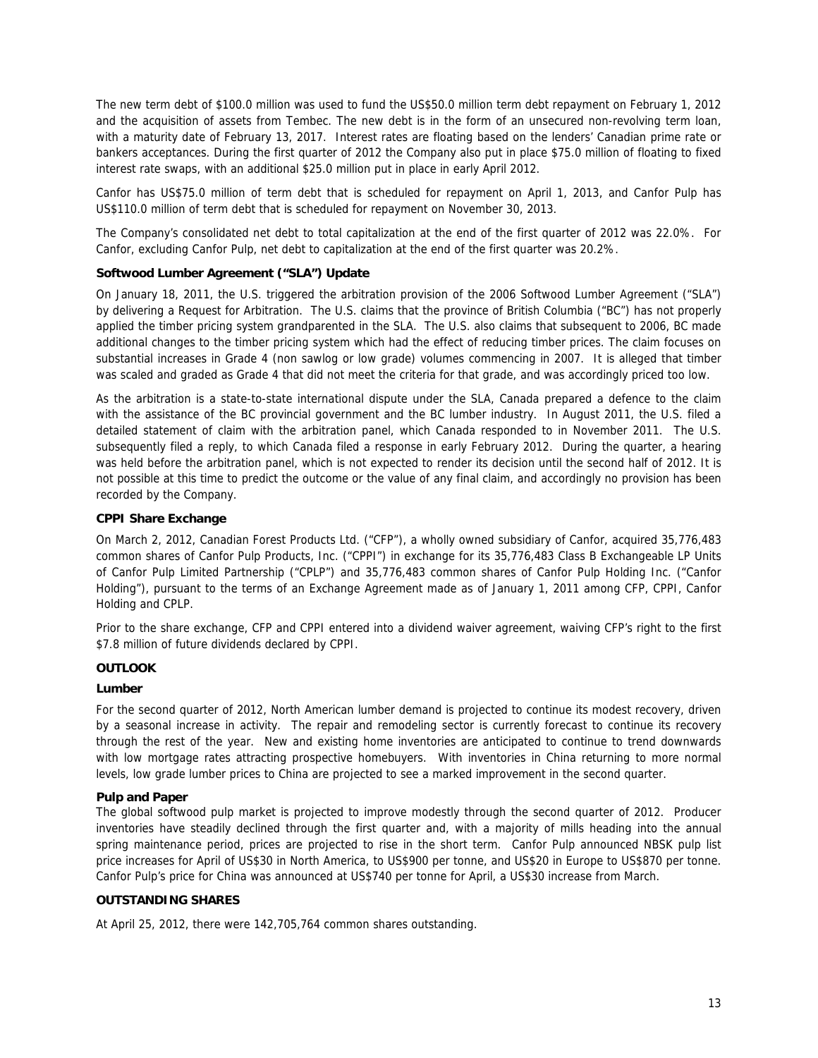The new term debt of $100.0 million was used to fund the US$50.0 million term debt repayment on February 1, 2012 and the acquisition of assets from Tembec. The new debt is in the form of an unsecured non-revolving term loan, with a maturity date of February 13, 2017. Interest rates are floating based on the lenders' Canadian prime rate or bankers acceptances. During the first quarter of 2012 the Company also put in place $75.0 million of floating to fixed interest rate swaps, with an additional $25.0 million put in place in early April 2012.

Canfor has US$75.0 million of term debt that is scheduled for repayment on April 1, 2013, and Canfor Pulp has US$110.0 million of term debt that is scheduled for repayment on November 30, 2013.

The Company's consolidated net debt to total capitalization at the end of the first quarter of 2012 was 22.0%. For Canfor, excluding Canfor Pulp, net debt to capitalization at the end of the first quarter was 20.2%.

### Softwood Lumber Agreement ("SLA") Update

On January 18, 2011, the U.S. triggered the arbitration provision of the 2006 Softwood Lumber Agreement ("SLA") by delivering a Request for Arbitration. The U.S. claims that the province of British Columbia ("BC") has not properly applied the timber pricing system grandparented in the SLA. The U.S. also claims that subsequent to 2006, BC made additional changes to the timber pricing system which had the effect of reducing timber prices. The claim focuses on substantial increases in Grade 4 (non sawlog or low grade) volumes commencing in 2007. It is alleged that timber was scaled and graded as Grade 4 that did not meet the criteria for that grade, and was accordingly priced too low.

As the arbitration is a state-to-state international dispute under the SLA, Canada prepared a defence to the claim with the assistance of the BC provincial government and the BC lumber industry. In August 2011, the U.S. filed a detailed statement of claim with the arbitration panel, which Canada responded to in November 2011. The U.S. subsequently filed a reply, to which Canada filed a response in early February 2012. During the quarter, a hearing was held before the arbitration panel, which is not expected to render its decision until the second half of 2012. It is not possible at this time to predict the outcome or the value of any final claim, and accordingly no provision has been recorded by the Company.

### CPPI Share Exchange

On March 2, 2012, Canadian Forest Products Ltd. ("CFP"), a wholly owned subsidiary of Canfor, acquired 35,776,483 common shares of Canfor Pulp Products, Inc. ("CPPI") in exchange for its 35,776,483 Class B Exchangeable LP Units of Canfor Pulp Limited Partnership ("CPLP") and 35,776,483 common shares of Canfor Pulp Holding Inc. ("Canfor Holding"), pursuant to the terms of an Exchange Agreement made as of January 1, 2011 among CFP, CPPI, Canfor Holding and CPLP.

Prior to the share exchange, CFP and CPPI entered into a dividend waiver agreement, waiving CFP's right to the first $7.8 million of future dividends declared by CPPI.

## OUTLOOK

### Lumber

For the second quarter of 2012, North American lumber demand is projected to continue its modest recovery, driven by a seasonal increase in activity. The repair and remodeling sector is currently forecast to continue its recovery through the rest of the year. New and existing home inventories are anticipated to continue to trend downwards with low mortgage rates attracting prospective homebuyers. With inventories in China returning to more normal levels, low grade lumber prices to China are projected to see a marked improvement in the second quarter.

### Pulp and Paper

The global softwood pulp market is projected to improve modestly through the second quarter of 2012. Producer inventories have steadily declined through the first quarter and, with a majority of mills heading into the annual spring maintenance period, prices are projected to rise in the short term. Canfor Pulp announced NBSK pulp list price increases for April of US$30 in North America, to US$900 per tonne, and US$20 in Europe to US$870 per tonne. Canfor Pulp's price for China was announced at US$740 per tonne for April, a US$30 increase from March.

## OUTSTANDING SHARES

At April 25, 2012, there were 142,705,764 common shares outstanding.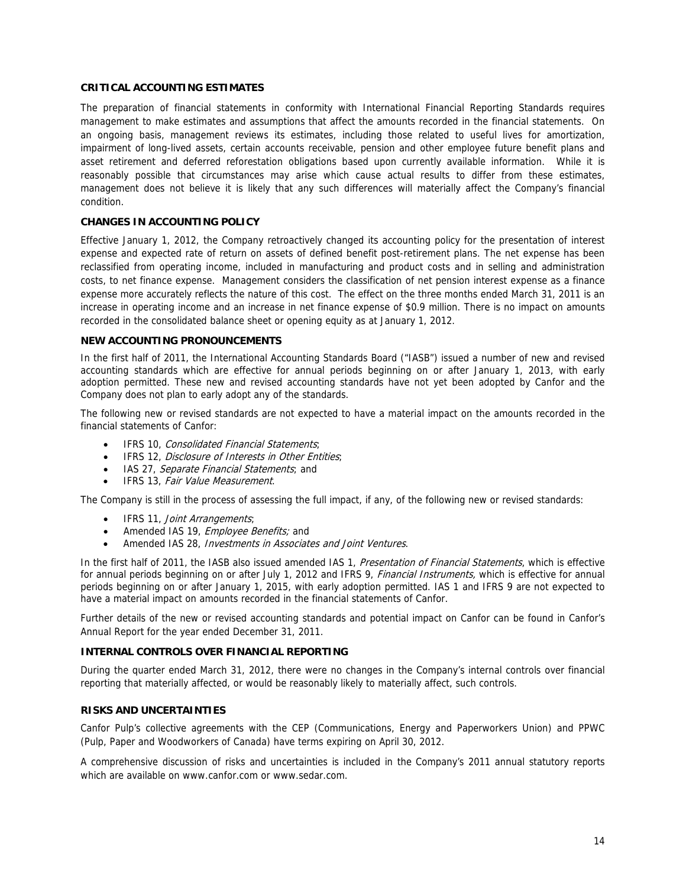### CRITICAL ACCOUNTING ESTIMATES

The preparation of financial statements in conformity with International Financial Reporting Standards requires management to make estimates and assumptions that affect the amounts recorded in the financial statements. On an ongoing basis, management reviews its estimates, including those related to useful lives for amortization, impairment of long-lived assets, certain accounts receivable, pension and other employee future benefit plans and asset retirement and deferred reforestation obligations based upon currently available information. While it is reasonably possible that circumstances may arise which cause actual results to differ from these estimates, management does not believe it is likely that any such differences will materially affect the Company's financial condition.

### CHANGES IN ACCOUNTING POLICY

Effective January 1, 2012, the Company retroactively changed its accounting policy for the presentation of interest expense and expected rate of return on assets of defined benefit post-retirement plans. The net expense has been reclassified from operating income, included in manufacturing and product costs and in selling and administration costs, to net finance expense. Management considers the classification of net pension interest expense as a finance expense more accurately reflects the nature of this cost. The effect on the three months ended March 31, 2011 is an increase in operating income and an increase in net finance expense of $0.9 million. There is no impact on amounts recorded in the consolidated balance sheet or opening equity as at January 1, 2012.

### NEW ACCOUNTING PRONOUNCEMENTS

In the first half of 2011, the International Accounting Standards Board ("IASB") issued a number of new and revised accounting standards which are effective for annual periods beginning on or after January 1, 2013, with early adoption permitted. These new and revised accounting standards have not yet been adopted by Canfor and the Company does not plan to early adopt any of the standards.

The following new or revised standards are not expected to have a material impact on the amounts recorded in the financial statements of Canfor:

- IFRS 10, *Consolidated Financial Statements*;
- IFRS 12, *Disclosure of Interests in Other Entities*;
- IAS 27, *Separate Financial Statements*; and
- IFRS 13, *Fair Value Measurement*.

The Company is still in the process of assessing the full impact, if any, of the following new or revised standards:

- IFRS 11, *Joint Arrangements*;
- Amended IAS 19, *Employee Benefits;* and
- Amended IAS 28, *Investments in Associates and Joint Ventures*.

In the first half of 2011, the IASB also issued amended IAS 1, *Presentation of Financial Statements*, which is effective for annual periods beginning on or after July 1, 2012 and IFRS 9, *Financial Instruments,* which is effective for annual periods beginning on or after January 1, 2015, with early adoption permitted. IAS 1 and IFRS 9 are not expected to have a material impact on amounts recorded in the financial statements of Canfor.

Further details of the new or revised accounting standards and potential impact on Canfor can be found in Canfor's Annual Report for the year ended December 31, 2011.

### INTERNAL CONTROLS OVER FINANCIAL REPORTING

During the quarter ended March 31, 2012, there were no changes in the Company's internal controls over financial reporting that materially affected, or would be reasonably likely to materially affect, such controls.

### RISKS AND UNCERTAINTIES

Canfor Pulp's collective agreements with the CEP (Communications, Energy and Paperworkers Union) and PPWC (Pulp, Paper and Woodworkers of Canada) have terms expiring on April 30, 2012.

A comprehensive discussion of risks and uncertainties is included in the Company's 2011 annual statutory reports which are available on www.canfor.com or www.sedar.com.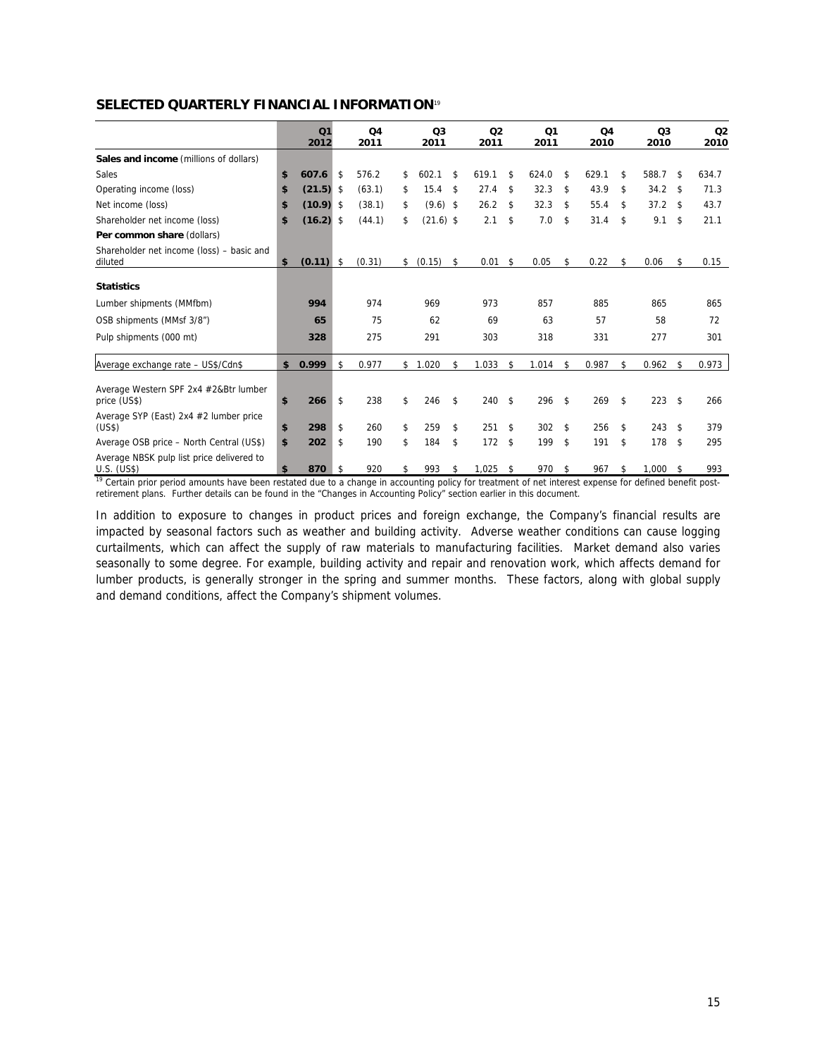## SELECTED QUARTERLY FINANCIAL INFORMATION[19]

| | Q1 2012 | Q4 2011 | Q3 2011 | Q2 2011 | Q1 2011 | Q4 2010 | Q3 2010 | Q2 2010 |
|---|---|---|---|---|---|---|---|---|
| **Sales and income** (millions of dollars) | | | | | | | | |
| Sales | **$ 607.6** | $ 576.2 | $ 602.1 | $ 619.1 | $ 624.0 | $ 629.1 | $ 588.7 | $ 634.7 |
| Operating income (loss) | **$ (21.5)** | $ (63.1) | $ 15.4 | $ 27.4 | $ 32.3 | $ 43.9 | $ 34.2 | $ 71.3 |
| Net income (loss) | **$ (10.9)** | $ (38.1) | $ (9.6) | $ 26.2 | $ 32.3 | $ 55.4 | $ 37.2 | $ 43.7 |
| Shareholder net income (loss) | **$ (16.2)** | $ (44.1) | $ (21.6) | $ 2.1 | $ 7.0 | $ 31.4 | $ 9.1 | $ 21.1 |
| **Per common share** (dollars) | | | | | | | | |
| Shareholder net income (loss) – basic and diluted | **$ (0.11)** | $ (0.31) | $ (0.15) | $ 0.01 | $ 0.05 | $ 0.22 | $ 0.06 | $ 0.15 |
| **Statistics** | | | | | | | | |
| Lumber shipments (MMfbm) | **994** | 974 | 969 | 973 | 857 | 885 | 865 | 865 |
| OSB shipments (MMsf 3/8") | **65** | 75 | 62 | 69 | 63 | 57 | 58 | 72 |
| Pulp shipments (000 mt) | **328** | 275 | 291 | 303 | 318 | 331 | 277 | 301 |
| Average exchange rate – US$/Cdn$ | **$ 0.999** | $ 0.977 | $ 1.020 | $ 1.033 | $ 1.014 | $ 0.987 | $ 0.962 | $ 0.973 |
| Average Western SPF 2x4 #2&Btr lumber price (US$) | **$ 266** | $ 238 | $ 246 | $ 240 | $ 296 | $ 269 | $ 223 | $ 266 |
| Average SYP (East) 2x4 #2 lumber price (US$) | **$ 298** | $ 260 | $ 259 | $ 251 | $ 302 | $ 256 | $ 243 | $ 379 |
| Average OSB price – North Central (US$) | **$ 202** | $ 190 | $ 184 | $ 172 | $ 199 | $ 191 | $ 178 | $ 295 |
| Average NBSK pulp list price delivered to U.S. (US$) | **$ 870** | $ 920 | $ 993 | $ 1,025 | $ 970 | $ 967 | $ 1,000 | $ 993 |

[19] Certain prior period amounts have been restated due to a change in accounting policy for treatment of net interest expense for defined benefit post-retirement plans. Further details can be found in the "Changes in Accounting Policy" section earlier in this document.

In addition to exposure to changes in product prices and foreign exchange, the Company's financial results are impacted by seasonal factors such as weather and building activity. Adverse weather conditions can cause logging curtailments, which can affect the supply of raw materials to manufacturing facilities. Market demand also varies seasonally to some degree. For example, building activity and repair and renovation work, which affects demand for lumber products, is generally stronger in the spring and summer months. These factors, along with global supply and demand conditions, affect the Company's shipment volumes.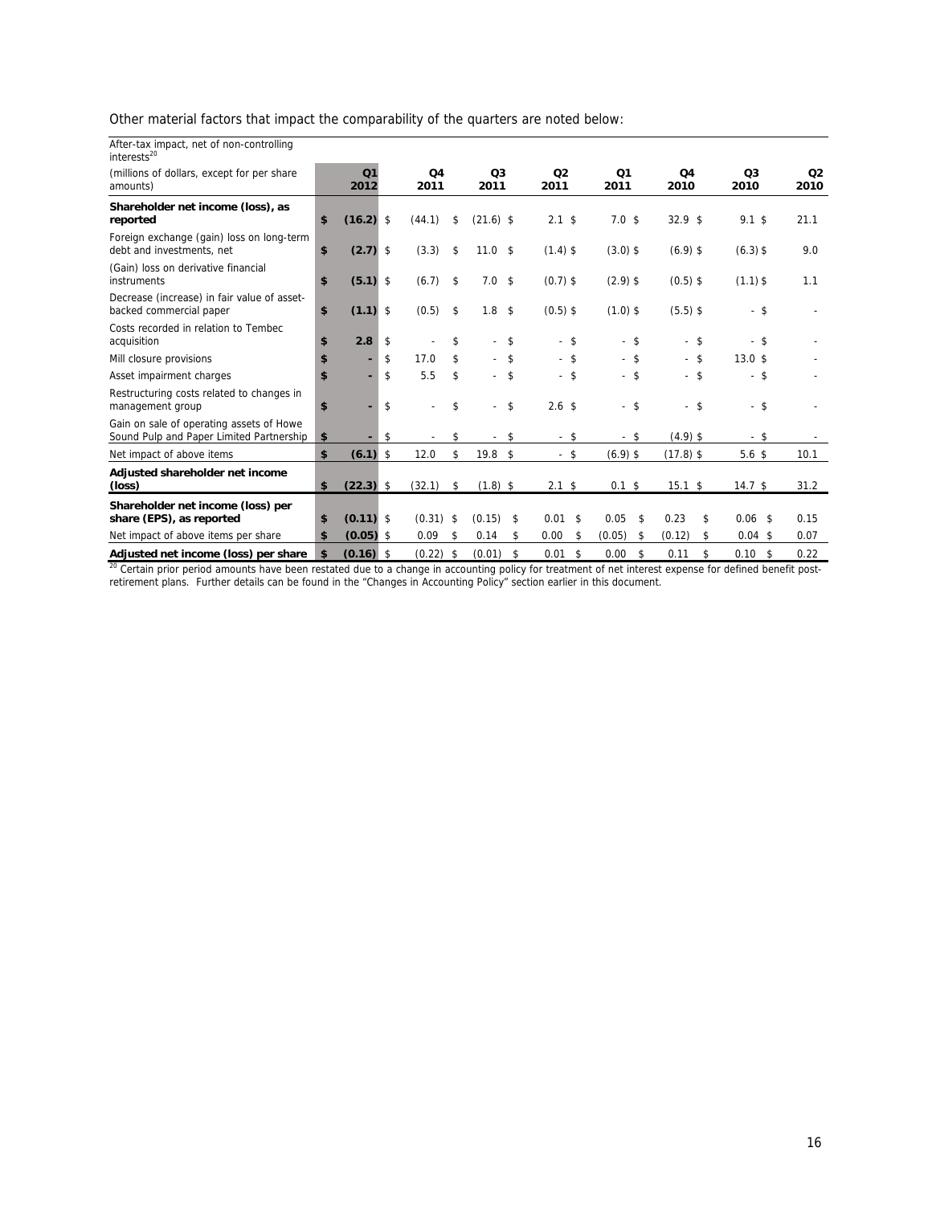Other material factors that impact the comparability of the quarters are noted below:

| After-tax impact, net of non-controlling interests[20] (millions of dollars, except for per share amounts) | Q1 2012 | Q4 2011 | Q3 2011 | Q2 2011 | Q1 2011 | Q4 2010 | Q3 2010 | Q2 2010 |
|---|---|---|---|---|---|---|---|---|
| **Shareholder net income (loss), as reported** | **$ (16.2)** | $ (44.1) | $ (21.6) | $ 2.1 | $ 7.0 | $ 32.9 | $ 9.1 | $ 21.1 |
| Foreign exchange (gain) loss on long-term debt and investments, net | **$ (2.7)** | $ (3.3) | $ 11.0 | $ (1.4) | $ (3.0) | $ (6.9) | $ (6.3) | $ 9.0 |
| (Gain) loss on derivative financial instruments | **$ (5.1)** | $ (6.7) | $ 7.0 | $ (0.7) | $ (2.9) | $ (0.5) | $ (1.1) | $ 1.1 |
| Decrease (increase) in fair value of asset-backed commercial paper | **$ (1.1)** | $ (0.5) | $ 1.8 | $ (0.5) | $ (1.0) | $ (5.5) | $ - | $ - |
| Costs recorded in relation to Tembec acquisition | **$ 2.8** | $ - | $ - | $ - | $ - | $ - | $ - | $ - |
| Mill closure provisions | **$ -** | $ 17.0 | $ - | $ - | $ - | $ - | $ 13.0 | $ - |
| Asset impairment charges | **$ -** | $ 5.5 | $ - | $ - | $ - | $ - | $ - | $ - |
| Restructuring costs related to changes in management group | **$ -** | $ - | $ - | $ 2.6 | $ - | $ - | $ - | $ - |
| Gain on sale of operating assets of Howe Sound Pulp and Paper Limited Partnership | **$ -** | $ - | $ - | $ - | $ - | $ (4.9) | $ - | $ - |
| Net impact of above items | **$ (6.1)** | $ 12.0 | $ 19.8 | $ - | $ (6.9) | $ (17.8) | $ 5.6 | $ 10.1 |
| **Adjusted shareholder net income (loss)** | **$ (22.3)** | $ (32.1) | $ (1.8) | $ 2.1 | $ 0.1 | $ 15.1 | $ 14.7 | $ 31.2 |
| **Shareholder net income (loss) per share (EPS), as reported** | **$ (0.11)** | $ (0.31) | $ (0.15) | $ 0.01 | $ 0.05 | $ 0.23 | $ 0.06 | $ 0.15 |
| Net impact of above items per share | **$ (0.05)** | $ 0.09 | $ 0.14 | $ 0.00 | $ (0.05) | $ (0.12) | $ 0.04 | $ 0.07 |
| **Adjusted net income (loss) per share** | **$ (0.16)** | $ (0.22) | $ (0.01) | $ 0.01 | $ 0.00 | $ 0.11 | $ 0.10 | $ 0.22 |

[20] Certain prior period amounts have been restated due to a change in accounting policy for treatment of net interest expense for defined benefit post-retirement plans. Further details can be found in the "Changes in Accounting Policy" section earlier in this document.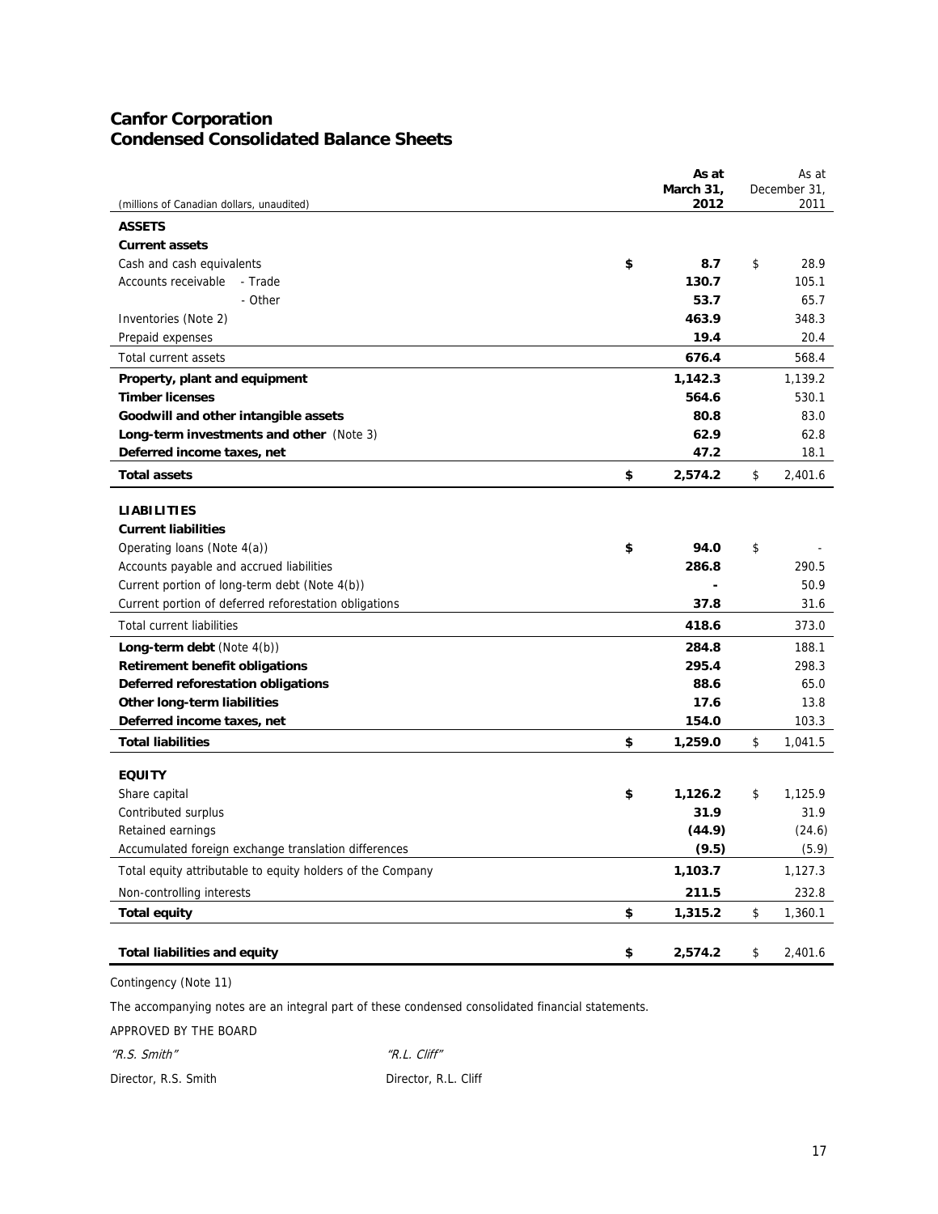# Canfor Corporation
## Condensed Consolidated Balance Sheets

| (millions of Canadian dollars, unaudited) | As at March 31, 2012 | As at December 31, 2011 |
|---|---|---|
| **ASSETS** | | |
| **Current assets** | | |
| Cash and cash equivalents | **$ 8.7** | $ 28.9 |
| Accounts receivable - Trade | **130.7** | 105.1 |
| - Other | **53.7** | 65.7 |
| Inventories (Note 2) | **463.9** | 348.3 |
| Prepaid expenses | **19.4** | 20.4 |
| Total current assets | **676.4** | 568.4 |
| **Property, plant and equipment** | **1,142.3** | 1,139.2 |
| **Timber licenses** | **564.6** | 530.1 |
| **Goodwill and other intangible assets** | **80.8** | 83.0 |
| **Long-term investments and other** (Note 3) | **62.9** | 62.8 |
| **Deferred income taxes, net** | **47.2** | 18.1 |
| **Total assets** | **$ 2,574.2** | $ 2,401.6 |
| **LIABILITIES** | | |
| **Current liabilities** | | |
| Operating loans (Note 4(a)) | **$ 94.0** | $ - |
| Accounts payable and accrued liabilities | **286.8** | 290.5 |
| Current portion of long-term debt (Note 4(b)) | **-** | 50.9 |
| Current portion of deferred reforestation obligations | **37.8** | 31.6 |
| Total current liabilities | **418.6** | 373.0 |
| **Long-term debt** (Note 4(b)) | **284.8** | 188.1 |
| **Retirement benefit obligations** | **295.4** | 298.3 |
| **Deferred reforestation obligations** | **88.6** | 65.0 |
| **Other long-term liabilities** | **17.6** | 13.8 |
| **Deferred income taxes, net** | **154.0** | 103.3 |
| **Total liabilities** | **$ 1,259.0** | $ 1,041.5 |
| **EQUITY** | | |
| Share capital | **$ 1,126.2** | $ 1,125.9 |
| Contributed surplus | **31.9** | 31.9 |
| Retained earnings | **(44.9)** | (24.6) |
| Accumulated foreign exchange translation differences | **(9.5)** | (5.9) |
| Total equity attributable to equity holders of the Company | **1,103.7** | 1,127.3 |
| Non-controlling interests | **211.5** | 232.8 |
| **Total equity** | **$ 1,315.2** | $ 1,360.1 |
| **Total liabilities and equity** | **$ 2,574.2** | $ 2,401.6 |

Contingency (Note 11)

The accompanying notes are an integral part of these condensed consolidated financial statements.

APPROVED BY THE BOARD

*"R.S. Smith"* *"R.L. Cliff"*

Director, R.S. Smith Director, R.L. Cliff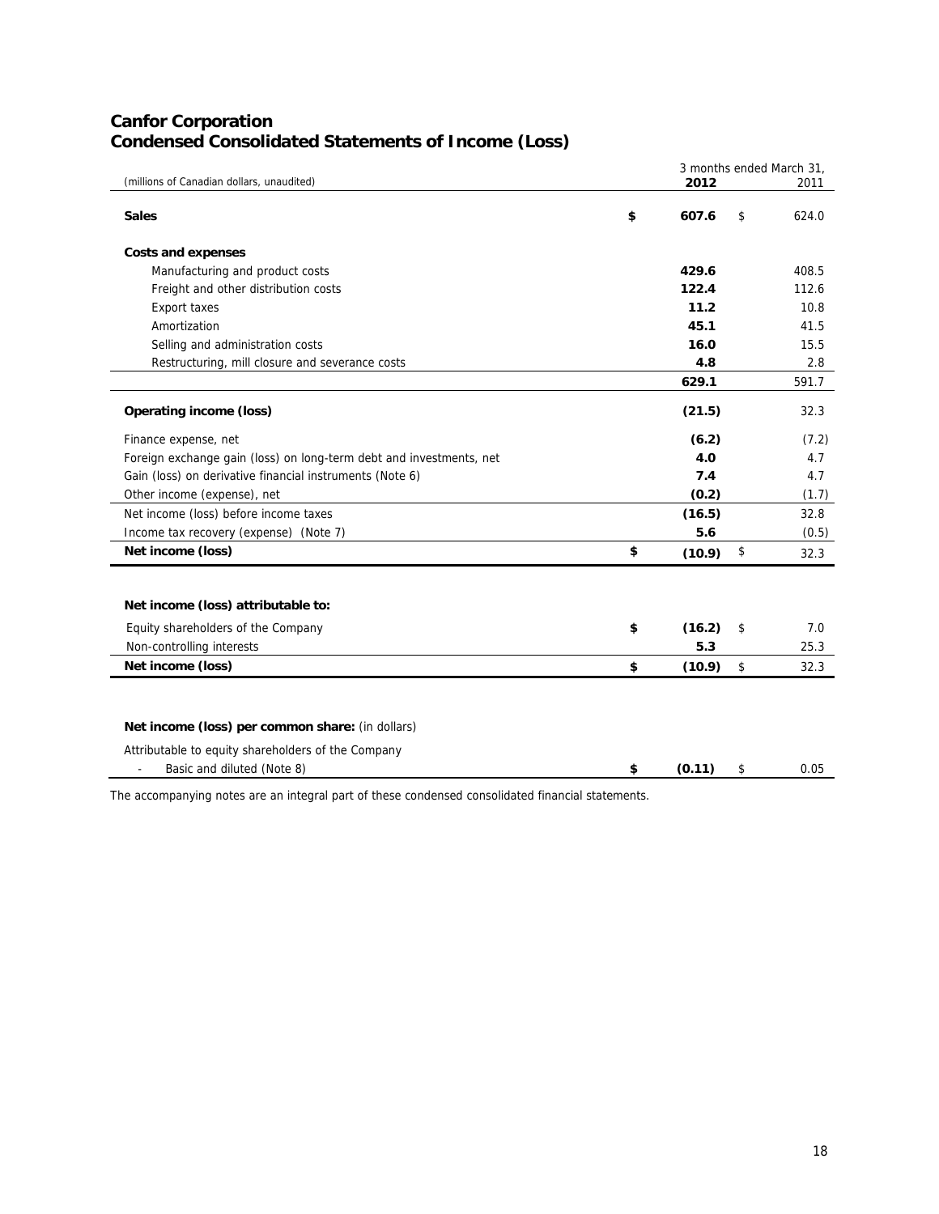# Canfor Corporation
## Condensed Consolidated Statements of Income (Loss)

| (millions of Canadian dollars, unaudited) | 3 months ended March 31, 2012 | 2011 |
|---|---|---|
| **Sales** | **$ 607.6** | $ 624.0 |
| **Costs and expenses** | | |
| Manufacturing and product costs | **429.6** | 408.5 |
| Freight and other distribution costs | **122.4** | 112.6 |
| Export taxes | **11.2** | 10.8 |
| Amortization | **45.1** | 41.5 |
| Selling and administration costs | **16.0** | 15.5 |
| Restructuring, mill closure and severance costs | **4.8** | 2.8 |
| | **629.1** | 591.7 |
| **Operating income (loss)** | **(21.5)** | 32.3 |
| Finance expense, net | **(6.2)** | (7.2) |
| Foreign exchange gain (loss) on long-term debt and investments, net | **4.0** | 4.7 |
| Gain (loss) on derivative financial instruments (Note 6) | **7.4** | 4.7 |
| Other income (expense), net | **(0.2)** | (1.7) |
| Net income (loss) before income taxes | **(16.5)** | 32.8 |
| Income tax recovery (expense) (Note 7) | **5.6** | (0.5) |
| **Net income (loss)** | **$ (10.9)** | $ 32.3 |
| | | |
| **Net income (loss) attributable to:** | | |
| Equity shareholders of the Company | **$ (16.2)** | $ 7.0 |
| Non-controlling interests | **5.3** | 25.3 |
| **Net income (loss)** | **$ (10.9)** | $ 32.3 |
| | | |
| **Net income (loss) per common share:** (in dollars) | | |
| Attributable to equity shareholders of the Company | | |
| - Basic and diluted (Note 8) | **$ (0.11)** | $ 0.05 |

The accompanying notes are an integral part of these condensed consolidated financial statements.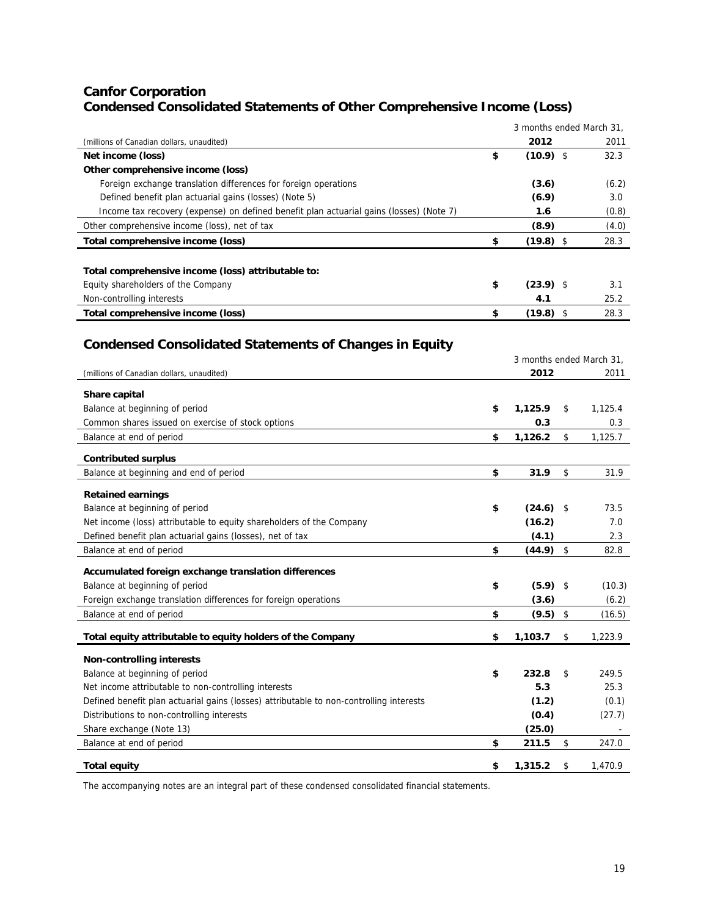# Canfor Corporation
# Condensed Consolidated Statements of Other Comprehensive Income (Loss)

| (millions of Canadian dollars, unaudited) | 3 months ended March 31, 2012 | 2011 |
|---|---|---|
| **Net income (loss)** | **$ (10.9)** | $ 32.3 |
| **Other comprehensive income (loss)** | | |
| Foreign exchange translation differences for foreign operations | **(3.6)** | (6.2) |
| Defined benefit plan actuarial gains (losses) (Note 5) | **(6.9)** | 3.0 |
| Income tax recovery (expense) on defined benefit plan actuarial gains (losses) (Note 7) | **1.6** | (0.8) |
| Other comprehensive income (loss), net of tax | **(8.9)** | (4.0) |
| **Total comprehensive income (loss)** | **$ (19.8)** | $ 28.3 |
| | | |
| **Total comprehensive income (loss) attributable to:** | | |
| Equity shareholders of the Company | **$ (23.9)** | $ 3.1 |
| Non-controlling interests | **4.1** | 25.2 |
| **Total comprehensive income (loss)** | **$ (19.8)** | $ 28.3 |

## Condensed Consolidated Statements of Changes in Equity

| (millions of Canadian dollars, unaudited) | 3 months ended March 31, 2012 | 2011 |
|---|---|---|
| **Share capital** | | |
| Balance at beginning of period | **$ 1,125.9** | $ 1,125.4 |
| Common shares issued on exercise of stock options | **0.3** | 0.3 |
| Balance at end of period | **$ 1,126.2** | $ 1,125.7 |
| **Contributed surplus** | | |
| Balance at beginning and end of period | **$ 31.9** | $ 31.9 |
| **Retained earnings** | | |
| Balance at beginning of period | **$ (24.6)** | $ 73.5 |
| Net income (loss) attributable to equity shareholders of the Company | **(16.2)** | 7.0 |
| Defined benefit plan actuarial gains (losses), net of tax | **(4.1)** | 2.3 |
| Balance at end of period | **$ (44.9)** | $ 82.8 |
| **Accumulated foreign exchange translation differences** | | |
| Balance at beginning of period | **$ (5.9)** | $ (10.3) |
| Foreign exchange translation differences for foreign operations | **(3.6)** | (6.2) |
| Balance at end of period | **$ (9.5)** | $ (16.5) |
| **Total equity attributable to equity holders of the Company** | **$ 1,103.7** | $ 1,223.9 |
| **Non-controlling interests** | | |
| Balance at beginning of period | **$ 232.8** | $ 249.5 |
| Net income attributable to non-controlling interests | **5.3** | 25.3 |
| Defined benefit plan actuarial gains (losses) attributable to non-controlling interests | **(1.2)** | (0.1) |
| Distributions to non-controlling interests | **(0.4)** | (27.7) |
| Share exchange (Note 13) | **(25.0)** | - |
| Balance at end of period | **$ 211.5** | $ 247.0 |
| **Total equity** | **$ 1,315.2** | $ 1,470.9 |

The accompanying notes are an integral part of these condensed consolidated financial statements.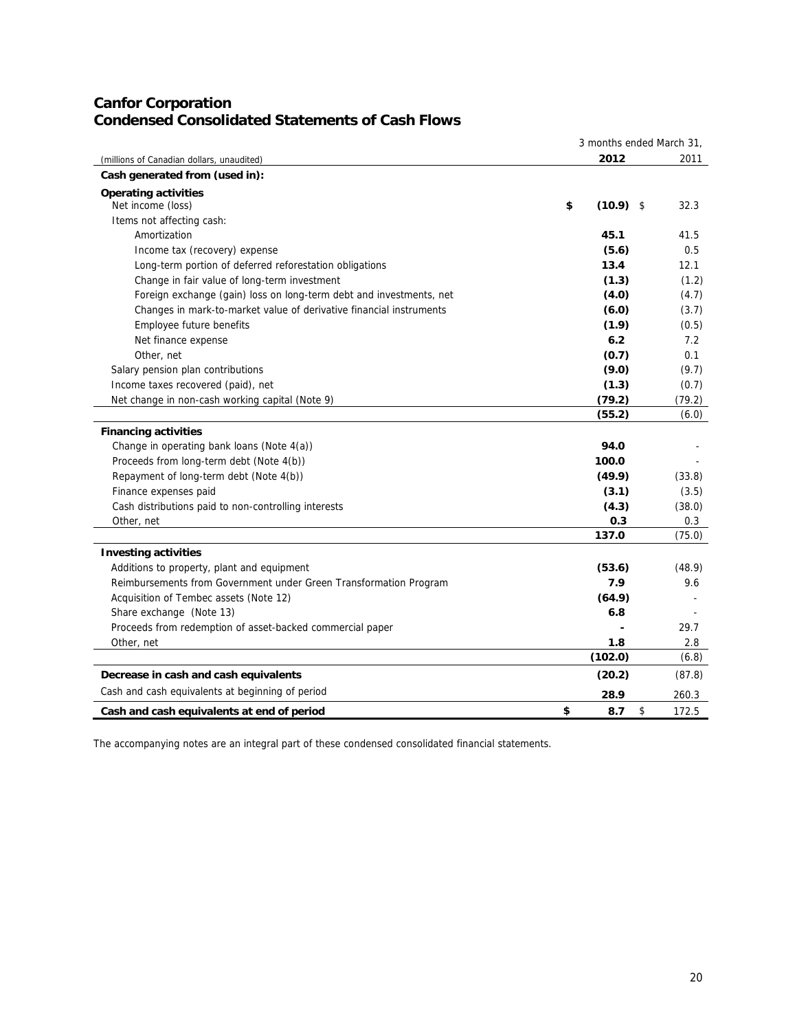# Canfor Corporation
## Condensed Consolidated Statements of Cash Flows

| (millions of Canadian dollars, unaudited) | 3 months ended March 31, 2012 | 2011 |
|---|---|---|
| **Cash generated from (used in):** | | |
| **Operating activities** | | |
| Net income (loss) | **$ (10.9)** | $ 32.3 |
| Items not affecting cash: | | |
| Amortization | **45.1** | 41.5 |
| Income tax (recovery) expense | **(5.6)** | 0.5 |
| Long-term portion of deferred reforestation obligations | **13.4** | 12.1 |
| Change in fair value of long-term investment | **(1.3)** | (1.2) |
| Foreign exchange (gain) loss on long-term debt and investments, net | **(4.0)** | (4.7) |
| Changes in mark-to-market value of derivative financial instruments | **(6.0)** | (3.7) |
| Employee future benefits | **(1.9)** | (0.5) |
| Net finance expense | **6.2** | 7.2 |
| Other, net | **(0.7)** | 0.1 |
| Salary pension plan contributions | **(9.0)** | (9.7) |
| Income taxes recovered (paid), net | **(1.3)** | (0.7) |
| Net change in non-cash working capital (Note 9) | **(79.2)** | (79.2) |
| | **(55.2)** | (6.0) |
| **Financing activities** | | |
| Change in operating bank loans (Note 4(a)) | **94.0** | - |
| Proceeds from long-term debt (Note 4(b)) | **100.0** | - |
| Repayment of long-term debt (Note 4(b)) | **(49.9)** | (33.8) |
| Finance expenses paid | **(3.1)** | (3.5) |
| Cash distributions paid to non-controlling interests | **(4.3)** | (38.0) |
| Other, net | **0.3** | 0.3 |
| | **137.0** | (75.0) |
| **Investing activities** | | |
| Additions to property, plant and equipment | **(53.6)** | (48.9) |
| Reimbursements from Government under Green Transformation Program | **7.9** | 9.6 |
| Acquisition of Tembec assets (Note 12) | **(64.9)** | - |
| Share exchange (Note 13) | **6.8** | - |
| Proceeds from redemption of asset-backed commercial paper | **-** | 29.7 |
| Other, net | **1.8** | 2.8 |
| | **(102.0)** | (6.8) |
| **Decrease in cash and cash equivalents** | **(20.2)** | (87.8) |
| Cash and cash equivalents at beginning of period | **28.9** | 260.3 |
| **Cash and cash equivalents at end of period** | **$ 8.7** | $ 172.5 |

The accompanying notes are an integral part of these condensed consolidated financial statements.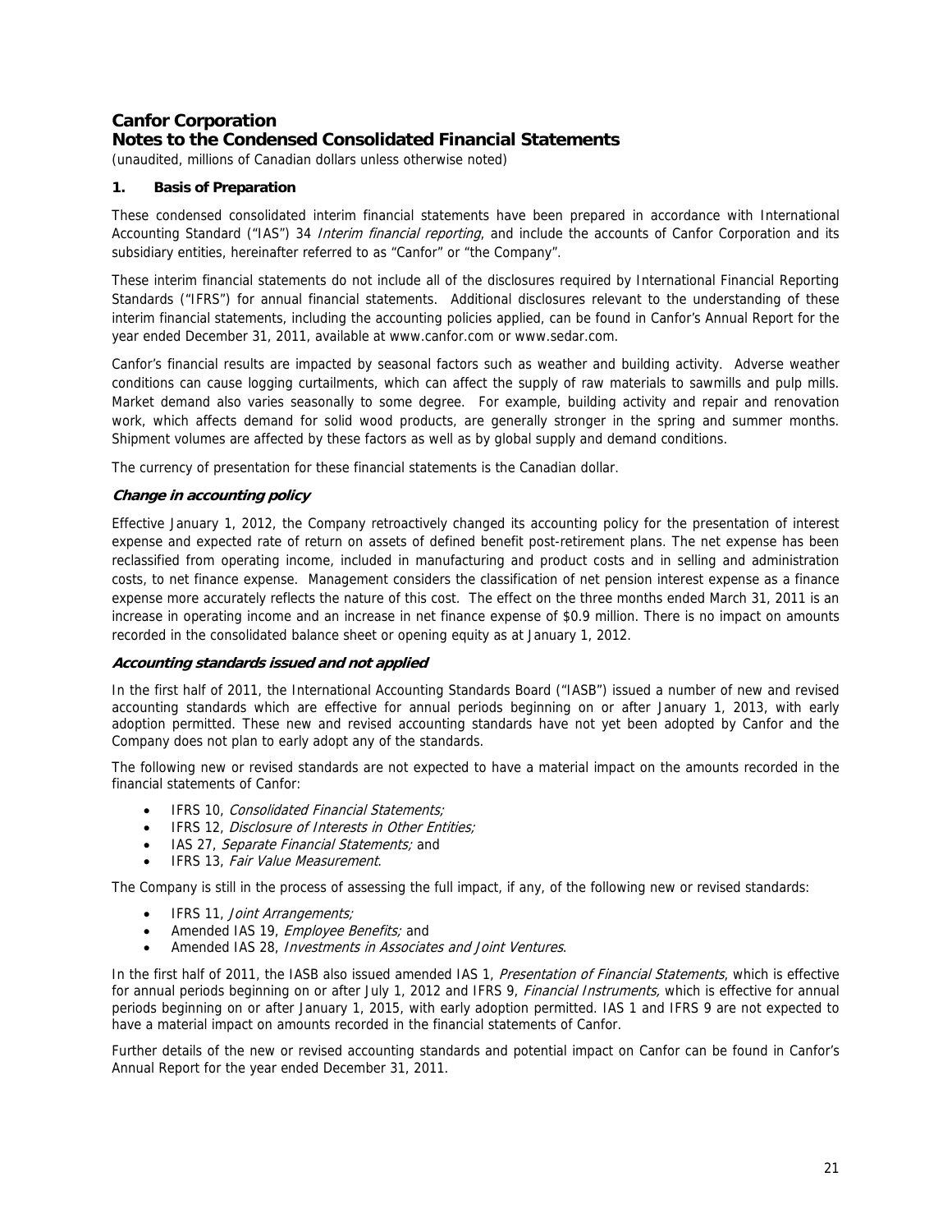# Canfor Corporation
## Notes to the Condensed Consolidated Financial Statements

(unaudited, millions of Canadian dollars unless otherwise noted)

### 1. Basis of Preparation

These condensed consolidated interim financial statements have been prepared in accordance with International Accounting Standard ("IAS") 34 *Interim financial reporting*, and include the accounts of Canfor Corporation and its subsidiary entities, hereinafter referred to as "Canfor" or "the Company".

These interim financial statements do not include all of the disclosures required by International Financial Reporting Standards ("IFRS") for annual financial statements. Additional disclosures relevant to the understanding of these interim financial statements, including the accounting policies applied, can be found in Canfor's Annual Report for the year ended December 31, 2011, available at www.canfor.com or www.sedar.com.

Canfor's financial results are impacted by seasonal factors such as weather and building activity. Adverse weather conditions can cause logging curtailments, which can affect the supply of raw materials to sawmills and pulp mills. Market demand also varies seasonally to some degree. For example, building activity and repair and renovation work, which affects demand for solid wood products, are generally stronger in the spring and summer months. Shipment volumes are affected by these factors as well as by global supply and demand conditions.

The currency of presentation for these financial statements is the Canadian dollar.

***Change in accounting policy***

Effective January 1, 2012, the Company retroactively changed its accounting policy for the presentation of interest expense and expected rate of return on assets of defined benefit post-retirement plans. The net expense has been reclassified from operating income, included in manufacturing and product costs and in selling and administration costs, to net finance expense. Management considers the classification of net pension interest expense as a finance expense more accurately reflects the nature of this cost. The effect on the three months ended March 31, 2011 is an increase in operating income and an increase in net finance expense of $0.9 million. There is no impact on amounts recorded in the consolidated balance sheet or opening equity as at January 1, 2012.

***Accounting standards issued and not applied***

In the first half of 2011, the International Accounting Standards Board ("IASB") issued a number of new and revised accounting standards which are effective for annual periods beginning on or after January 1, 2013, with early adoption permitted. These new and revised accounting standards have not yet been adopted by Canfor and the Company does not plan to early adopt any of the standards.

The following new or revised standards are not expected to have a material impact on the amounts recorded in the financial statements of Canfor:

- IFRS 10, *Consolidated Financial Statements;*
- IFRS 12, *Disclosure of Interests in Other Entities;*
- IAS 27, *Separate Financial Statements;* and
- IFRS 13, *Fair Value Measurement*.

The Company is still in the process of assessing the full impact, if any, of the following new or revised standards:

- IFRS 11, *Joint Arrangements;*
- Amended IAS 19, *Employee Benefits;* and
- Amended IAS 28, *Investments in Associates and Joint Ventures*.

In the first half of 2011, the IASB also issued amended IAS 1, *Presentation of Financial Statements*, which is effective for annual periods beginning on or after July 1, 2012 and IFRS 9, *Financial Instruments,* which is effective for annual periods beginning on or after January 1, 2015, with early adoption permitted. IAS 1 and IFRS 9 are not expected to have a material impact on amounts recorded in the financial statements of Canfor.

Further details of the new or revised accounting standards and potential impact on Canfor can be found in Canfor's Annual Report for the year ended December 31, 2011.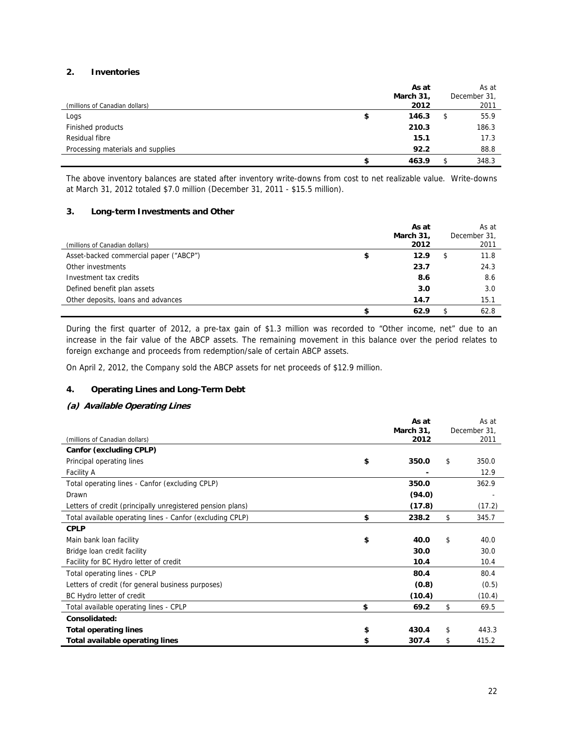## 2. Inventories

| (millions of Canadian dollars) | As at March 31, 2012 | As at December 31, 2011 |
|---|---|---|
| Logs | **$ 146.3** | $ 55.9 |
| Finished products | **210.3** | 186.3 |
| Residual fibre | **15.1** | 17.3 |
| Processing materials and supplies | **92.2** | 88.8 |
| | **$ 463.9** | $ 348.3 |

The above inventory balances are stated after inventory write-downs from cost to net realizable value. Write-downs at March 31, 2012 totaled $7.0 million (December 31, 2011 - $15.5 million).

## 3. Long-term Investments and Other

| (millions of Canadian dollars) | As at March 31, 2012 | As at December 31, 2011 |
|---|---|---|
| Asset-backed commercial paper ("ABCP") | **$ 12.9** | $ 11.8 |
| Other investments | **23.7** | 24.3 |
| Investment tax credits | **8.6** | 8.6 |
| Defined benefit plan assets | **3.0** | 3.0 |
| Other deposits, loans and advances | **14.7** | 15.1 |
| | **$ 62.9** | $ 62.8 |

During the first quarter of 2012, a pre-tax gain of $1.3 million was recorded to "Other income, net" due to an increase in the fair value of the ABCP assets. The remaining movement in this balance over the period relates to foreign exchange and proceeds from redemption/sale of certain ABCP assets.

On April 2, 2012, the Company sold the ABCP assets for net proceeds of $12.9 million.

## 4. Operating Lines and Long-Term Debt

### *(a) Available Operating Lines*

| (millions of Canadian dollars) | As at March 31, 2012 | As at December 31, 2011 |
|---|---|---|
| **Canfor (excluding CPLP)** | | |
| Principal operating lines | **$ 350.0** | $ 350.0 |
| Facility A | **-** | 12.9 |
| Total operating lines - Canfor (excluding CPLP) | **350.0** | 362.9 |
| Drawn | **(94.0)** | - |
| Letters of credit (principally unregistered pension plans) | **(17.8)** | (17.2) |
| Total available operating lines - Canfor (excluding CPLP) | **$ 238.2** | $ 345.7 |
| **CPLP** | | |
| Main bank loan facility | **$ 40.0** | $ 40.0 |
| Bridge loan credit facility | **30.0** | 30.0 |
| Facility for BC Hydro letter of credit | **10.4** | 10.4 |
| Total operating lines - CPLP | **80.4** | 80.4 |
| Letters of credit (for general business purposes) | **(0.8)** | (0.5) |
| BC Hydro letter of credit | **(10.4)** | (10.4) |
| Total available operating lines - CPLP | **$ 69.2** | $ 69.5 |
| **Consolidated:** | | |
| **Total operating lines** | **$ 430.4** | $ 443.3 |
| **Total available operating lines** | **$ 307.4** | $ 415.2 |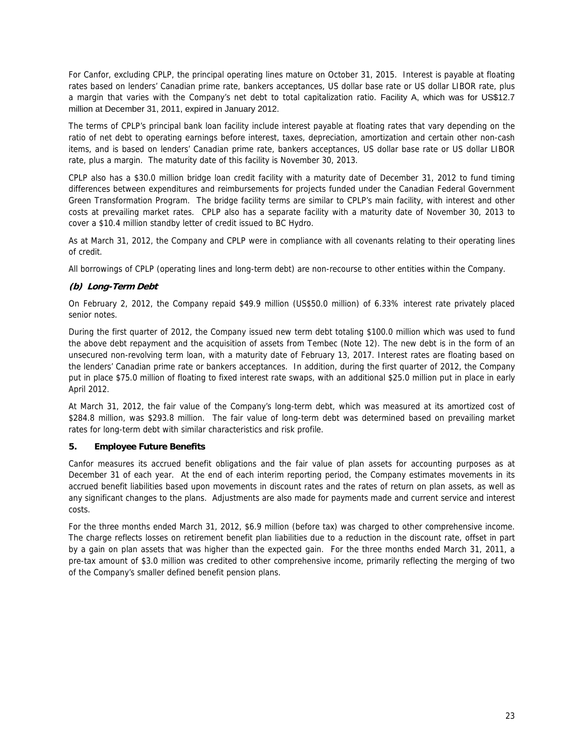For Canfor, excluding CPLP, the principal operating lines mature on October 31, 2015. Interest is payable at floating rates based on lenders' Canadian prime rate, bankers acceptances, US dollar base rate or US dollar LIBOR rate, plus a margin that varies with the Company's net debt to total capitalization ratio. Facility A, which was for US$12.7 million at December 31, 2011, expired in January 2012.

The terms of CPLP's principal bank loan facility include interest payable at floating rates that vary depending on the ratio of net debt to operating earnings before interest, taxes, depreciation, amortization and certain other non-cash items, and is based on lenders' Canadian prime rate, bankers acceptances, US dollar base rate or US dollar LIBOR rate, plus a margin. The maturity date of this facility is November 30, 2013.

CPLP also has a $30.0 million bridge loan credit facility with a maturity date of December 31, 2012 to fund timing differences between expenditures and reimbursements for projects funded under the Canadian Federal Government Green Transformation Program. The bridge facility terms are similar to CPLP's main facility, with interest and other costs at prevailing market rates. CPLP also has a separate facility with a maturity date of November 30, 2013 to cover a $10.4 million standby letter of credit issued to BC Hydro.

As at March 31, 2012, the Company and CPLP were in compliance with all covenants relating to their operating lines of credit.

All borrowings of CPLP (operating lines and long-term debt) are non-recourse to other entities within the Company.

### *(b) Long-Term Debt*

On February 2, 2012, the Company repaid $49.9 million (US$50.0 million) of 6.33% interest rate privately placed senior notes.

During the first quarter of 2012, the Company issued new term debt totaling $100.0 million which was used to fund the above debt repayment and the acquisition of assets from Tembec (Note 12). The new debt is in the form of an unsecured non-revolving term loan, with a maturity date of February 13, 2017. Interest rates are floating based on the lenders' Canadian prime rate or bankers acceptances. In addition, during the first quarter of 2012, the Company put in place $75.0 million of floating to fixed interest rate swaps, with an additional $25.0 million put in place in early April 2012.

At March 31, 2012, the fair value of the Company's long-term debt, which was measured at its amortized cost of $284.8 million, was $293.8 million. The fair value of long-term debt was determined based on prevailing market rates for long-term debt with similar characteristics and risk profile.

## 5. Employee Future Benefits

Canfor measures its accrued benefit obligations and the fair value of plan assets for accounting purposes as at December 31 of each year. At the end of each interim reporting period, the Company estimates movements in its accrued benefit liabilities based upon movements in discount rates and the rates of return on plan assets, as well as any significant changes to the plans. Adjustments are also made for payments made and current service and interest costs.

For the three months ended March 31, 2012, $6.9 million (before tax) was charged to other comprehensive income. The charge reflects losses on retirement benefit plan liabilities due to a reduction in the discount rate, offset in part by a gain on plan assets that was higher than the expected gain. For the three months ended March 31, 2011, a pre-tax amount of $3.0 million was credited to other comprehensive income, primarily reflecting the merging of two of the Company's smaller defined benefit pension plans.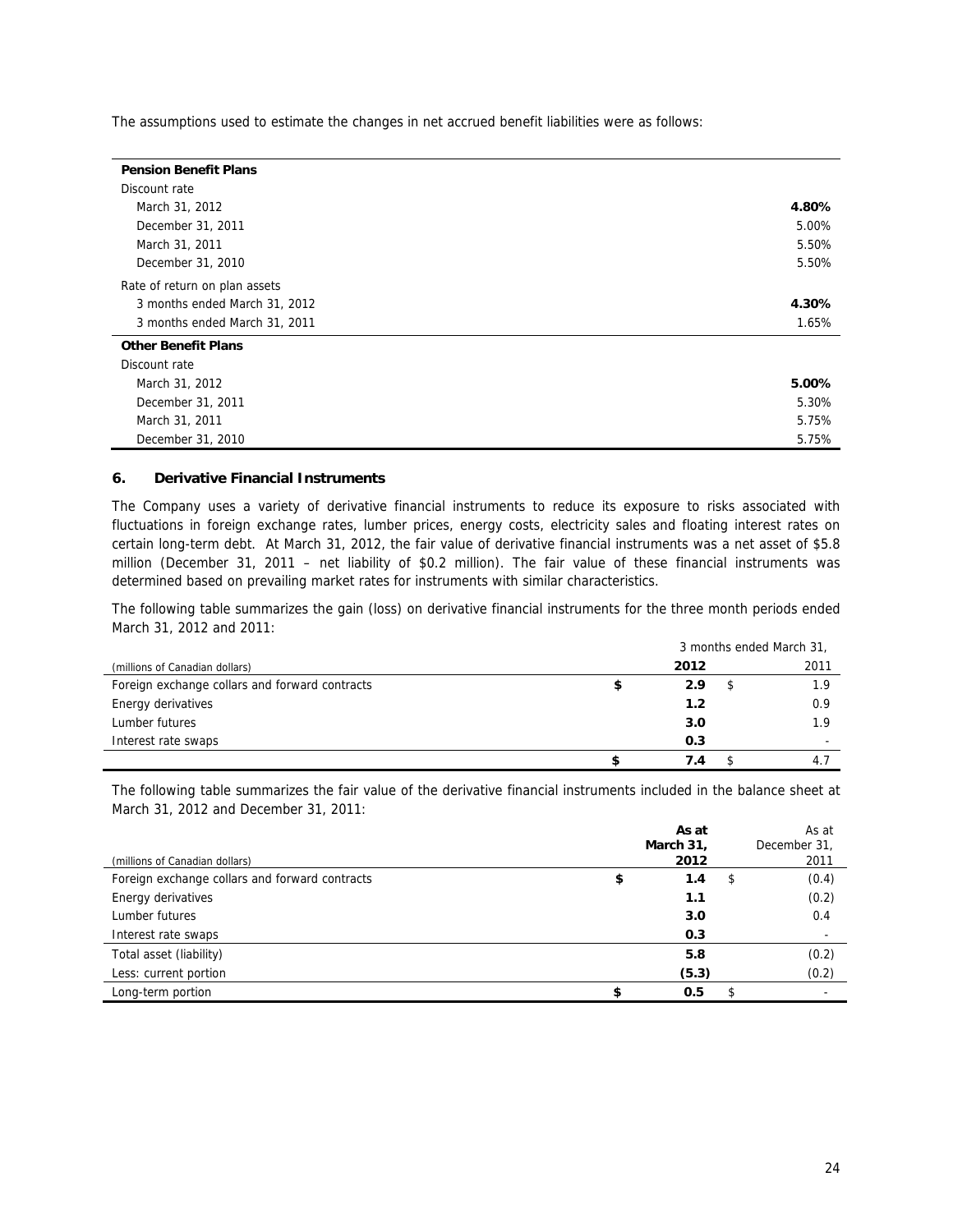The assumptions used to estimate the changes in net accrued benefit liabilities were as follows:

| | |
|---|---|
| **Pension Benefit Plans** | |
| Discount rate | |
| March 31, 2012 | **4.80%** |
| December 31, 2011 | 5.00% |
| March 31, 2011 | 5.50% |
| December 31, 2010 | 5.50% |
| Rate of return on plan assets | |
| 3 months ended March 31, 2012 | **4.30%** |
| 3 months ended March 31, 2011 | 1.65% |
| **Other Benefit Plans** | |
| Discount rate | |
| March 31, 2012 | **5.00%** |
| December 31, 2011 | 5.30% |
| March 31, 2011 | 5.75% |
| December 31, 2010 | 5.75% |

## 6. Derivative Financial Instruments

The Company uses a variety of derivative financial instruments to reduce its exposure to risks associated with fluctuations in foreign exchange rates, lumber prices, energy costs, electricity sales and floating interest rates on certain long-term debt. At March 31, 2012, the fair value of derivative financial instruments was a net asset of $5.8 million (December 31, 2011 – net liability of $0.2 million). The fair value of these financial instruments was determined based on prevailing market rates for instruments with similar characteristics.

The following table summarizes the gain (loss) on derivative financial instruments for the three month periods ended March 31, 2012 and 2011:

| | 3 months ended March 31, | |
|---|---|---|
| (millions of Canadian dollars) | **2012** | 2011 |
| Foreign exchange collars and forward contracts | **$ 2.9** | $ 1.9 |
| Energy derivatives | **1.2** | 0.9 |
| Lumber futures | **3.0** | 1.9 |
| Interest rate swaps | **0.3** | - |
| | **$ 7.4** | $ 4.7 |

The following table summarizes the fair value of the derivative financial instruments included in the balance sheet at March 31, 2012 and December 31, 2011:

| (millions of Canadian dollars) | **As at March 31, 2012** | As at December 31, 2011 |
|---|---|---|
| Foreign exchange collars and forward contracts | **$ 1.4** | $ (0.4) |
| Energy derivatives | **1.1** | (0.2) |
| Lumber futures | **3.0** | 0.4 |
| Interest rate swaps | **0.3** | - |
| Total asset (liability) | **5.8** | (0.2) |
| Less: current portion | **(5.3)** | (0.2) |
| Long-term portion | **$ 0.5** | $ - |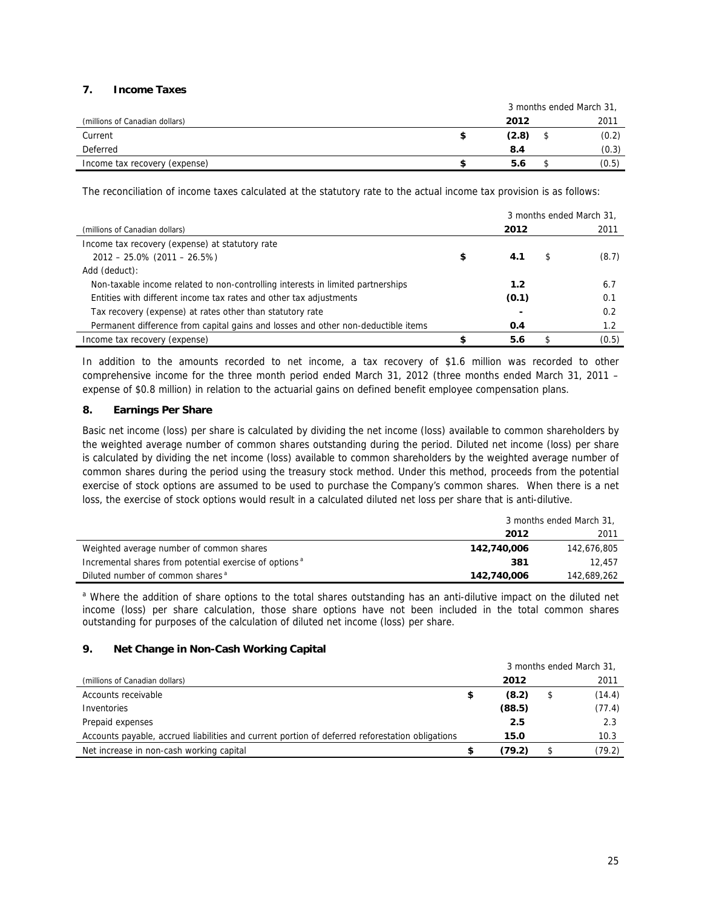## 7. Income Taxes

| (millions of Canadian dollars) | 3 months ended March 31, 2012 | 2011 |
|---|---|---|
| Current | **$ (2.8)** | $ (0.2) |
| Deferred | **8.4** | (0.3) |
| Income tax recovery (expense) | **$ 5.6** | $ (0.5) |

The reconciliation of income taxes calculated at the statutory rate to the actual income tax provision is as follows:

| (millions of Canadian dollars) | 3 months ended March 31, 2012 | 2011 |
|---|---|---|
| Income tax recovery (expense) at statutory rate 2012 – 25.0% (2011 – 26.5%) | **$ 4.1** | $ (8.7) |
| Add (deduct): | | |
| Non-taxable income related to non-controlling interests in limited partnerships | **1.2** | 6.7 |
| Entities with different income tax rates and other tax adjustments | **(0.1)** | 0.1 |
| Tax recovery (expense) at rates other than statutory rate | **-** | 0.2 |
| Permanent difference from capital gains and losses and other non-deductible items | **0.4** | 1.2 |
| Income tax recovery (expense) | **$ 5.6** | $ (0.5) |

In addition to the amounts recorded to net income, a tax recovery of $1.6 million was recorded to other comprehensive income for the three month period ended March 31, 2012 (three months ended March 31, 2011 – expense of $0.8 million) in relation to the actuarial gains on defined benefit employee compensation plans.

## 8. Earnings Per Share

Basic net income (loss) per share is calculated by dividing the net income (loss) available to common shareholders by the weighted average number of common shares outstanding during the period. Diluted net income (loss) per share is calculated by dividing the net income (loss) available to common shareholders by the weighted average number of common shares during the period using the treasury stock method. Under this method, proceeds from the potential exercise of stock options are assumed to be used to purchase the Company's common shares. When there is a net loss, the exercise of stock options would result in a calculated diluted net loss per share that is anti-dilutive.

| | 3 months ended March 31, 2012 | 2011 |
|---|---|---|
| Weighted average number of common shares | **142,740,006** | 142,676,805 |
| Incremental shares from potential exercise of options [a] | **381** | 12,457 |
| Diluted number of common shares [a] | **142,740,006** | 142,689,262 |

[a] Where the addition of share options to the total shares outstanding has an anti-dilutive impact on the diluted net income (loss) per share calculation, those share options have not been included in the total common shares outstanding for purposes of the calculation of diluted net income (loss) per share.

## 9. Net Change in Non-Cash Working Capital

| (millions of Canadian dollars) | 3 months ended March 31, 2012 | 2011 |
|---|---|---|
| Accounts receivable | **$ (8.2)** | $ (14.4) |
| Inventories | **(88.5)** | (77.4) |
| Prepaid expenses | **2.5** | 2.3 |
| Accounts payable, accrued liabilities and current portion of deferred reforestation obligations | **15.0** | 10.3 |
| Net increase in non-cash working capital | **$ (79.2)** | $ (79.2) |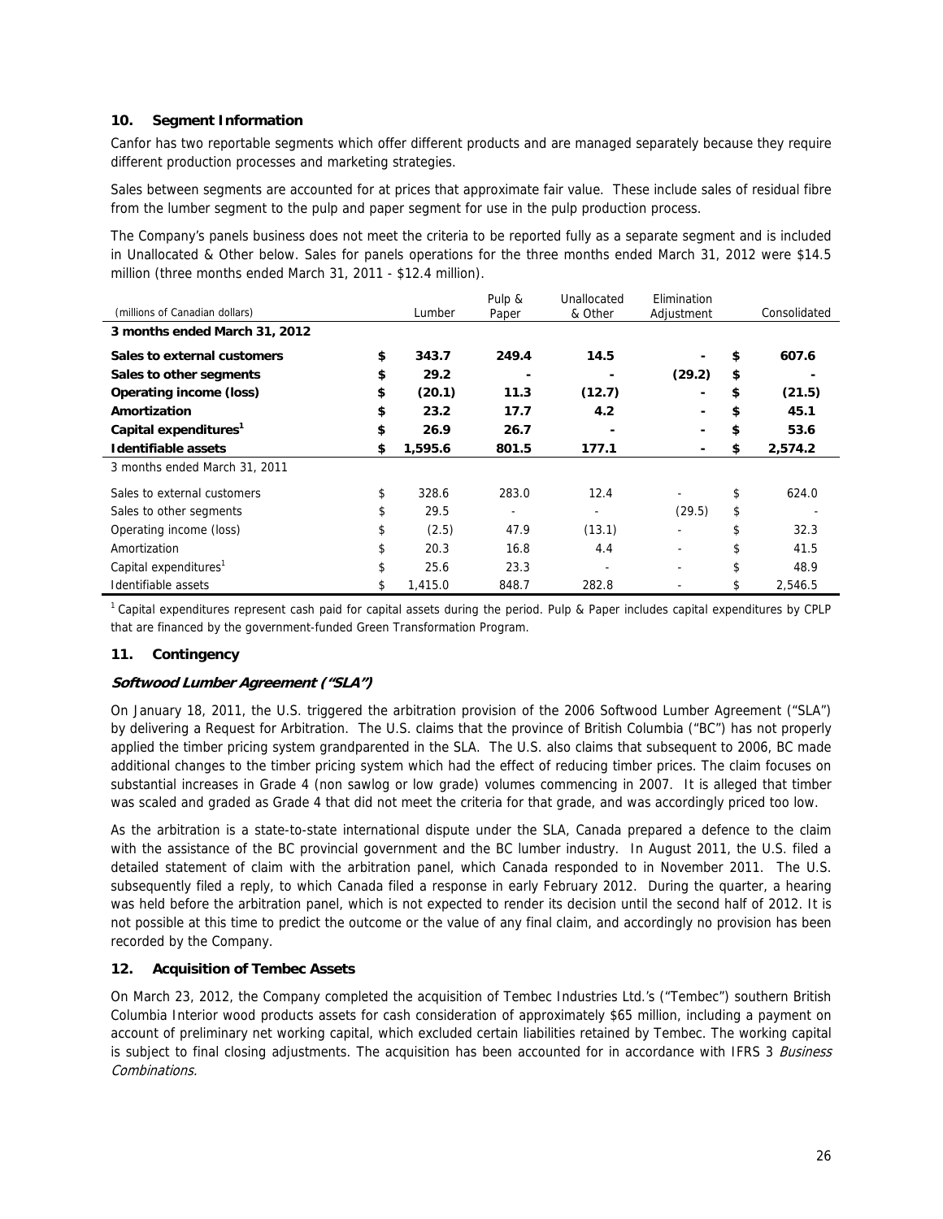## 10. Segment Information

Canfor has two reportable segments which offer different products and are managed separately because they require different production processes and marketing strategies.

Sales between segments are accounted for at prices that approximate fair value. These include sales of residual fibre from the lumber segment to the pulp and paper segment for use in the pulp production process.

The Company's panels business does not meet the criteria to be reported fully as a separate segment and is included in Unallocated & Other below. Sales for panels operations for the three months ended March 31, 2012 were $14.5 million (three months ended March 31, 2011 - $12.4 million).

| (millions of Canadian dollars) | | Lumber | Pulp & Paper | Unallocated & Other | Elimination Adjustment | | Consolidated |
|---|---|---|---|---|---|---|---|
| **3 months ended March 31, 2012** | | | | | | | |
| **Sales to external customers** | **$** | **343.7** | **249.4** | **14.5** | **-** | **$** | **607.6** |
| **Sales to other segments** | **$** | **29.2** | **-** | **-** | **(29.2)** | **$** | **-** |
| **Operating income (loss)** | **$** | **(20.1)** | **11.3** | **(12.7)** | **-** | **$** | **(21.5)** |
| **Amortization** | **$** | **23.2** | **17.7** | **4.2** | **-** | **$** | **45.1** |
| **Capital expenditures[1]** | **$** | **26.9** | **26.7** | **-** | **-** | **$** | **53.6** |
| **Identifiable assets** | **$** | **1,595.6** | **801.5** | **177.1** | **-** | **$** | **2,574.2** |
| 3 months ended March 31, 2011 | | | | | | | |
| Sales to external customers | $ | 328.6 | 283.0 | 12.4 | - | $ | 624.0 |
| Sales to other segments | $ | 29.5 | - | - | (29.5) | $ | - |
| Operating income (loss) | $ | (2.5) | 47.9 | (13.1) | - | $ | 32.3 |
| Amortization | $ | 20.3 | 16.8 | 4.4 | - | $ | 41.5 |
| Capital expenditures[1] | $ | 25.6 | 23.3 | - | - | $ | 48.9 |
| Identifiable assets | $ | 1,415.0 | 848.7 | 282.8 | - | $ | 2,546.5 |

[1] Capital expenditures represent cash paid for capital assets during the period. Pulp & Paper includes capital expenditures by CPLP that are financed by the government-funded Green Transformation Program.

## 11. Contingency

### *Softwood Lumber Agreement ("SLA")*

On January 18, 2011, the U.S. triggered the arbitration provision of the 2006 Softwood Lumber Agreement ("SLA") by delivering a Request for Arbitration. The U.S. claims that the province of British Columbia ("BC") has not properly applied the timber pricing system grandparented in the SLA. The U.S. also claims that subsequent to 2006, BC made additional changes to the timber pricing system which had the effect of reducing timber prices. The claim focuses on substantial increases in Grade 4 (non sawlog or low grade) volumes commencing in 2007. It is alleged that timber was scaled and graded as Grade 4 that did not meet the criteria for that grade, and was accordingly priced too low.

As the arbitration is a state-to-state international dispute under the SLA, Canada prepared a defence to the claim with the assistance of the BC provincial government and the BC lumber industry. In August 2011, the U.S. filed a detailed statement of claim with the arbitration panel, which Canada responded to in November 2011. The U.S. subsequently filed a reply, to which Canada filed a response in early February 2012. During the quarter, a hearing was held before the arbitration panel, which is not expected to render its decision until the second half of 2012. It is not possible at this time to predict the outcome or the value of any final claim, and accordingly no provision has been recorded by the Company.

## 12. Acquisition of Tembec Assets

On March 23, 2012, the Company completed the acquisition of Tembec Industries Ltd.'s ("Tembec") southern British Columbia Interior wood products assets for cash consideration of approximately $65 million, including a payment on account of preliminary net working capital, which excluded certain liabilities retained by Tembec. The working capital is subject to final closing adjustments. The acquisition has been accounted for in accordance with IFRS 3 *Business Combinations.*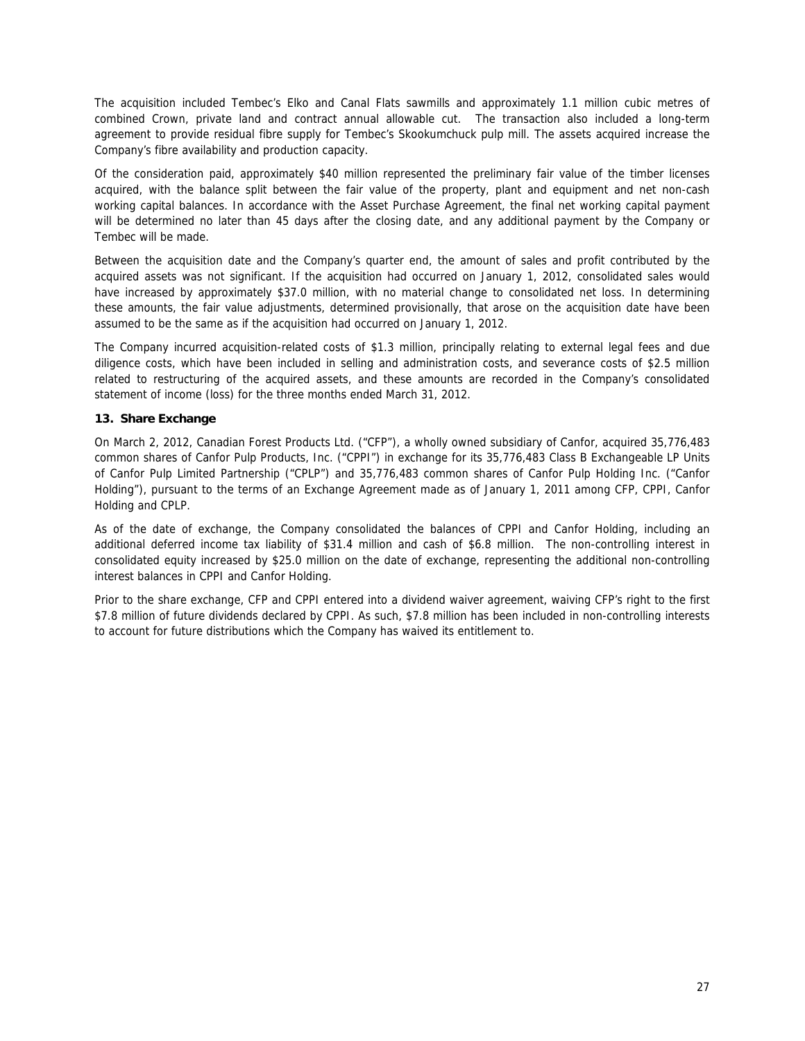The acquisition included Tembec's Elko and Canal Flats sawmills and approximately 1.1 million cubic metres of combined Crown, private land and contract annual allowable cut. The transaction also included a long-term agreement to provide residual fibre supply for Tembec's Skookumchuck pulp mill. The assets acquired increase the Company's fibre availability and production capacity.

Of the consideration paid, approximately $40 million represented the preliminary fair value of the timber licenses acquired, with the balance split between the fair value of the property, plant and equipment and net non-cash working capital balances. In accordance with the Asset Purchase Agreement, the final net working capital payment will be determined no later than 45 days after the closing date, and any additional payment by the Company or Tembec will be made.

Between the acquisition date and the Company's quarter end, the amount of sales and profit contributed by the acquired assets was not significant. If the acquisition had occurred on January 1, 2012, consolidated sales would have increased by approximately $37.0 million, with no material change to consolidated net loss. In determining these amounts, the fair value adjustments, determined provisionally, that arose on the acquisition date have been assumed to be the same as if the acquisition had occurred on January 1, 2012.

The Company incurred acquisition-related costs of $1.3 million, principally relating to external legal fees and due diligence costs, which have been included in selling and administration costs, and severance costs of $2.5 million related to restructuring of the acquired assets, and these amounts are recorded in the Company's consolidated statement of income (loss) for the three months ended March 31, 2012.

### 13. Share Exchange

On March 2, 2012, Canadian Forest Products Ltd. ("CFP"), a wholly owned subsidiary of Canfor, acquired 35,776,483 common shares of Canfor Pulp Products, Inc. ("CPPI") in exchange for its 35,776,483 Class B Exchangeable LP Units of Canfor Pulp Limited Partnership ("CPLP") and 35,776,483 common shares of Canfor Pulp Holding Inc. ("Canfor Holding"), pursuant to the terms of an Exchange Agreement made as of January 1, 2011 among CFP, CPPI, Canfor Holding and CPLP.

As of the date of exchange, the Company consolidated the balances of CPPI and Canfor Holding, including an additional deferred income tax liability of $31.4 million and cash of $6.8 million. The non-controlling interest in consolidated equity increased by $25.0 million on the date of exchange, representing the additional non-controlling interest balances in CPPI and Canfor Holding.

Prior to the share exchange, CFP and CPPI entered into a dividend waiver agreement, waiving CFP's right to the first $7.8 million of future dividends declared by CPPI. As such, $7.8 million has been included in non-controlling interests to account for future distributions which the Company has waived its entitlement to.